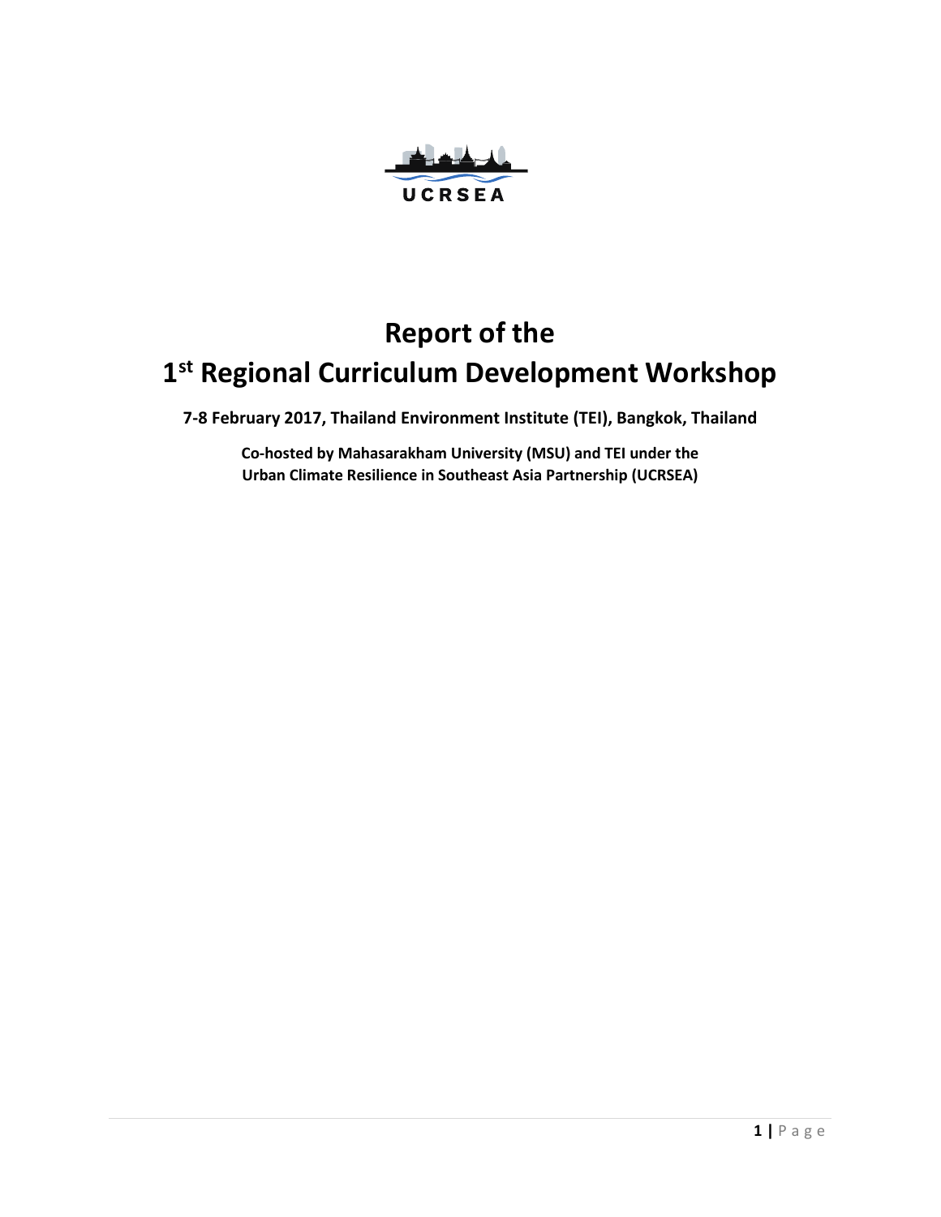UCRSEA

# Report of the 1st Regional Curriculum Development Workshop

**7-8 February 2017, Thailand Environment Institute (TEI), Bangkok, Thailand**

**Co-hosted by Mahasarakham University (MSU) and TEI under the Urban Climate Resilience in Southeast Asia Partnership (UCRSEA)**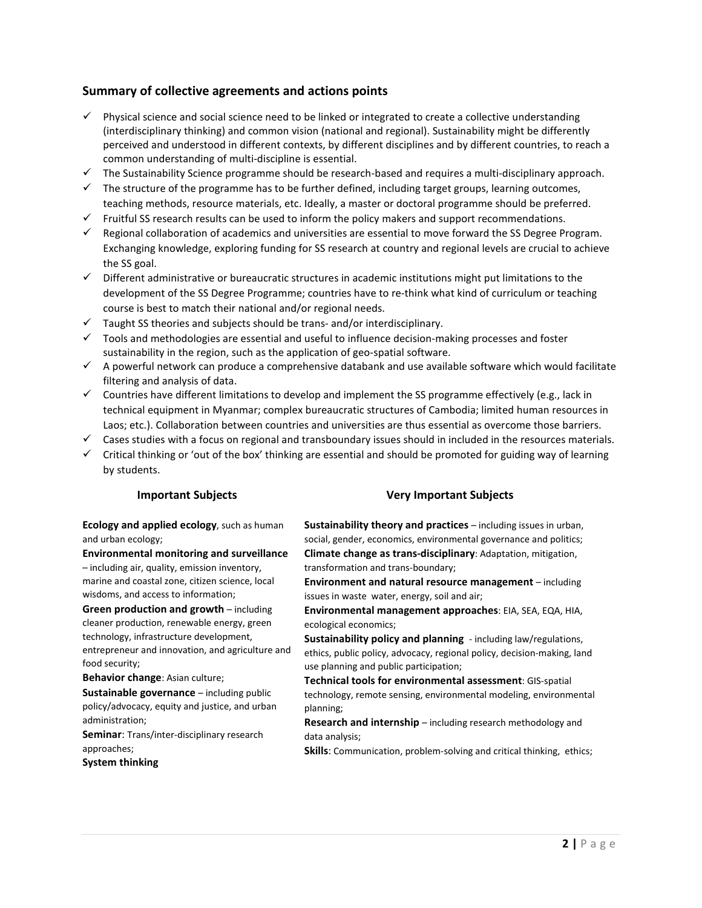## Summary of collective agreements and actions points

- ✓ Physical science and social science need to be linked or integrated to create a collective understanding (interdisciplinary thinking) and common vision (national and regional). Sustainability might be differently perceived and understood in different contexts, by different disciplines and by different countries, to reach a common understanding of multi-discipline is essential.
- ✓ The Sustainability Science programme should be research-based and requires a multi-disciplinary approach.
- ✓ The structure of the programme has to be further defined, including target groups, learning outcomes, teaching methods, resource materials, etc. Ideally, a master or doctoral programme should be preferred.
- ✓ Fruitful SS research results can be used to inform the policy makers and support recommendations.
- ✓ Regional collaboration of academics and universities are essential to move forward the SS Degree Program. Exchanging knowledge, exploring funding for SS research at country and regional levels are crucial to achieve the SS goal.
- ✓ Different administrative or bureaucratic structures in academic institutions might put limitations to the development of the SS Degree Programme; countries have to re-think what kind of curriculum or teaching course is best to match their national and/or regional needs.
- ✓ Taught SS theories and subjects should be trans- and/or interdisciplinary.
- ✓ Tools and methodologies are essential and useful to influence decision-making processes and foster sustainability in the region, such as the application of geo-spatial software.
- ✓ A powerful network can produce a comprehensive databank and use available software which would facilitate filtering and analysis of data.
- ✓ Countries have different limitations to develop and implement the SS programme effectively (e.g., lack in technical equipment in Myanmar; complex bureaucratic structures of Cambodia; limited human resources in Laos; etc.). Collaboration between countries and universities are thus essential as overcome those barriers.
- ✓ Cases studies with a focus on regional and transboundary issues should in included in the resources materials.
- ✓ Critical thinking or 'out of the box' thinking are essential and should be promoted for guiding way of learning by students.

### Important Subjects

**Ecology and applied ecology**, such as human and urban ecology;

**Environmental monitoring and surveillance** – including air, quality, emission inventory, marine and coastal zone, citizen science, local wisdoms, and access to information;

**Green production and growth** – including cleaner production, renewable energy, green technology, infrastructure development, entrepreneur and innovation, and agriculture and food security;

**Behavior change**: Asian culture;

**Sustainable governance** – including public policy/advocacy, equity and justice, and urban administration;

**Seminar**: Trans/inter-disciplinary research approaches;

**System thinking**

### Very Important Subjects

**Sustainability theory and practices** – including issues in urban, social, gender, economics, environmental governance and politics;

**Climate change as trans-disciplinary**: Adaptation, mitigation, transformation and trans-boundary;

**Environment and natural resource management** – including issues in waste water, energy, soil and air;

**Environmental management approaches**: EIA, SEA, EQA, HIA, ecological economics;

**Sustainability policy and planning** - including law/regulations, ethics, public policy, advocacy, regional policy, decision-making, land use planning and public participation;

**Technical tools for environmental assessment**: GIS-spatial technology, remote sensing, environmental modeling, environmental planning;

**Research and internship** – including research methodology and data analysis;

**Skills**: Communication, problem-solving and critical thinking, ethics;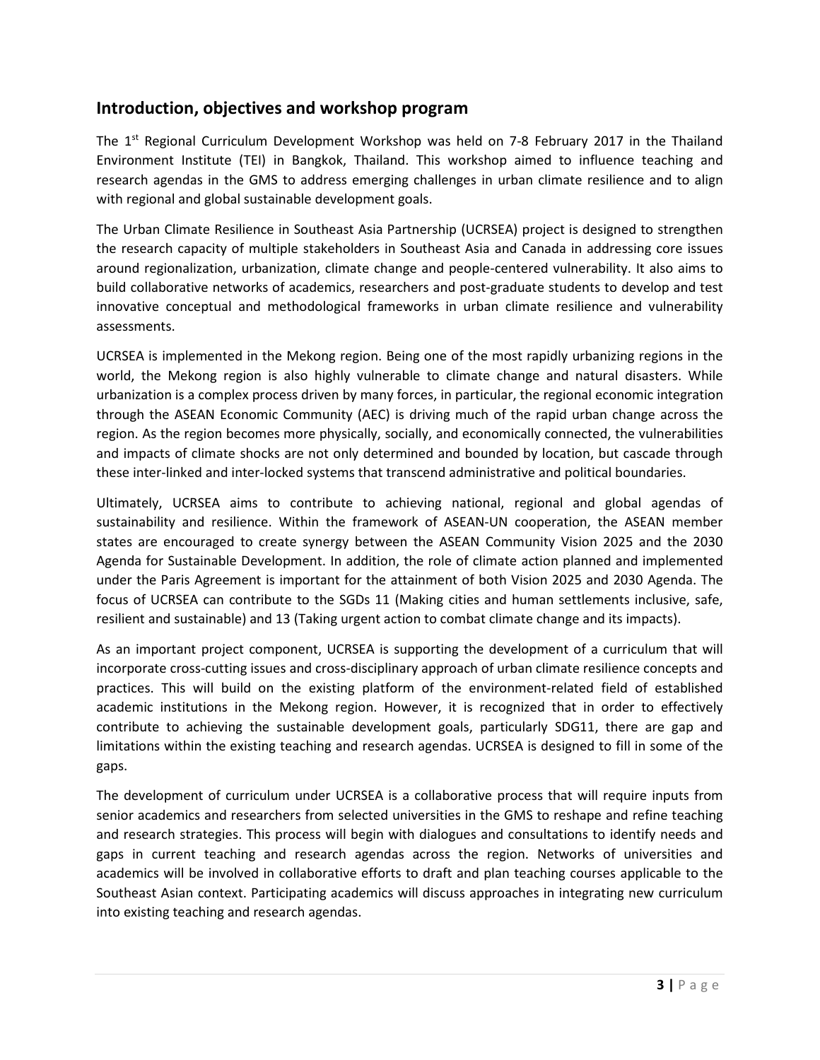## Introduction, objectives and workshop program

The 1st Regional Curriculum Development Workshop was held on 7-8 February 2017 in the Thailand Environment Institute (TEI) in Bangkok, Thailand. This workshop aimed to influence teaching and research agendas in the GMS to address emerging challenges in urban climate resilience and to align with regional and global sustainable development goals.

The Urban Climate Resilience in Southeast Asia Partnership (UCRSEA) project is designed to strengthen the research capacity of multiple stakeholders in Southeast Asia and Canada in addressing core issues around regionalization, urbanization, climate change and people-centered vulnerability. It also aims to build collaborative networks of academics, researchers and post-graduate students to develop and test innovative conceptual and methodological frameworks in urban climate resilience and vulnerability assessments.

UCRSEA is implemented in the Mekong region. Being one of the most rapidly urbanizing regions in the world, the Mekong region is also highly vulnerable to climate change and natural disasters. While urbanization is a complex process driven by many forces, in particular, the regional economic integration through the ASEAN Economic Community (AEC) is driving much of the rapid urban change across the region. As the region becomes more physically, socially, and economically connected, the vulnerabilities and impacts of climate shocks are not only determined and bounded by location, but cascade through these inter-linked and inter-locked systems that transcend administrative and political boundaries.

Ultimately, UCRSEA aims to contribute to achieving national, regional and global agendas of sustainability and resilience. Within the framework of ASEAN-UN cooperation, the ASEAN member states are encouraged to create synergy between the ASEAN Community Vision 2025 and the 2030 Agenda for Sustainable Development. In addition, the role of climate action planned and implemented under the Paris Agreement is important for the attainment of both Vision 2025 and 2030 Agenda. The focus of UCRSEA can contribute to the SGDs 11 (Making cities and human settlements inclusive, safe, resilient and sustainable) and 13 (Taking urgent action to combat climate change and its impacts).

As an important project component, UCRSEA is supporting the development of a curriculum that will incorporate cross-cutting issues and cross-disciplinary approach of urban climate resilience concepts and practices. This will build on the existing platform of the environment-related field of established academic institutions in the Mekong region. However, it is recognized that in order to effectively contribute to achieving the sustainable development goals, particularly SDG11, there are gap and limitations within the existing teaching and research agendas. UCRSEA is designed to fill in some of the gaps.

The development of curriculum under UCRSEA is a collaborative process that will require inputs from senior academics and researchers from selected universities in the GMS to reshape and refine teaching and research strategies. This process will begin with dialogues and consultations to identify needs and gaps in current teaching and research agendas across the region. Networks of universities and academics will be involved in collaborative efforts to draft and plan teaching courses applicable to the Southeast Asian context. Participating academics will discuss approaches in integrating new curriculum into existing teaching and research agendas.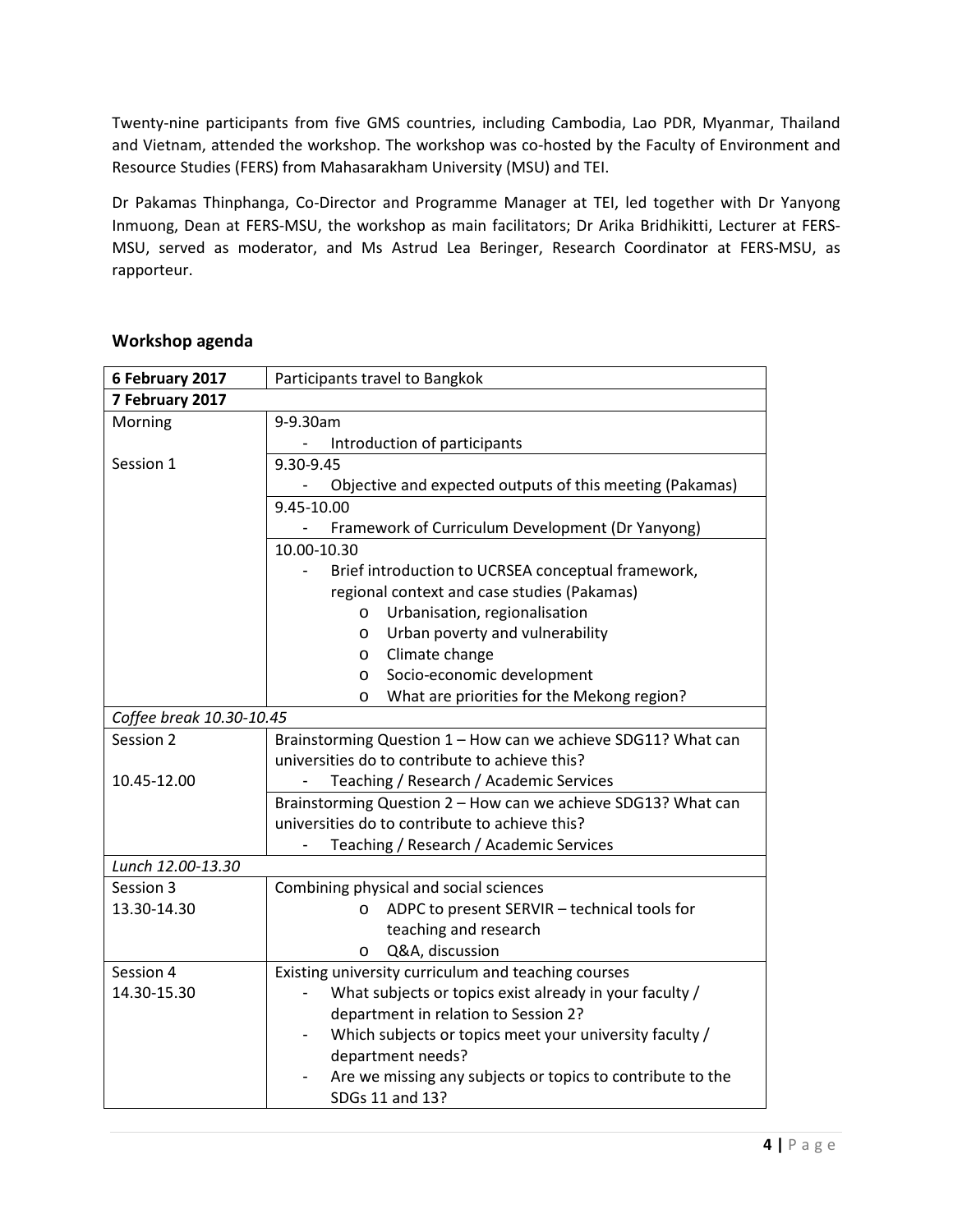Twenty-nine participants from five GMS countries, including Cambodia, Lao PDR, Myanmar, Thailand and Vietnam, attended the workshop. The workshop was co-hosted by the Faculty of Environment and Resource Studies (FERS) from Mahasarakham University (MSU) and TEI.

Dr Pakamas Thinphanga, Co-Director and Programme Manager at TEI, led together with Dr Yanyong Inmuong, Dean at FERS-MSU, the workshop as main facilitators; Dr Arika Bridhikitti, Lecturer at FERS-MSU, served as moderator, and Ms Astrud Lea Beringer, Research Coordinator at FERS-MSU, as rapporteur.

## Workshop agenda

| **6 February 2017** | Participants travel to Bangkok |
|---|---|
| **7 February 2017** | |
| Morning | 9-9.30am<br>- Introduction of participants |
| Session 1 | 9.30-9.45<br>- Objective and expected outputs of this meeting (Pakamas) |
| | 9.45-10.00<br>- Framework of Curriculum Development (Dr Yanyong) |
| | 10.00-10.30<br>- Brief introduction to UCRSEA conceptual framework, regional context and case studies (Pakamas)<br>o Urbanisation, regionalisation<br>o Urban poverty and vulnerability<br>o Climate change<br>o Socio-economic development<br>o What are priorities for the Mekong region? |
| *Coffee break 10.30-10.45* | |
| Session 2<br><br>10.45-12.00 | Brainstorming Question 1 – How can we achieve SDG11? What can universities do to contribute to achieve this?<br>- Teaching / Research / Academic Services |
| | Brainstorming Question 2 – How can we achieve SDG13? What can universities do to contribute to achieve this?<br>- Teaching / Research / Academic Services |
| *Lunch 12.00-13.30* | |
| Session 3<br>13.30-14.30 | Combining physical and social sciences<br>o ADPC to present SERVIR – technical tools for teaching and research<br>o Q&A, discussion |
| Session 4<br>14.30-15.30 | Existing university curriculum and teaching courses<br>- What subjects or topics exist already in your faculty / department in relation to Session 2?<br>- Which subjects or topics meet your university faculty / department needs?<br>- Are we missing any subjects or topics to contribute to the SDGs 11 and 13? |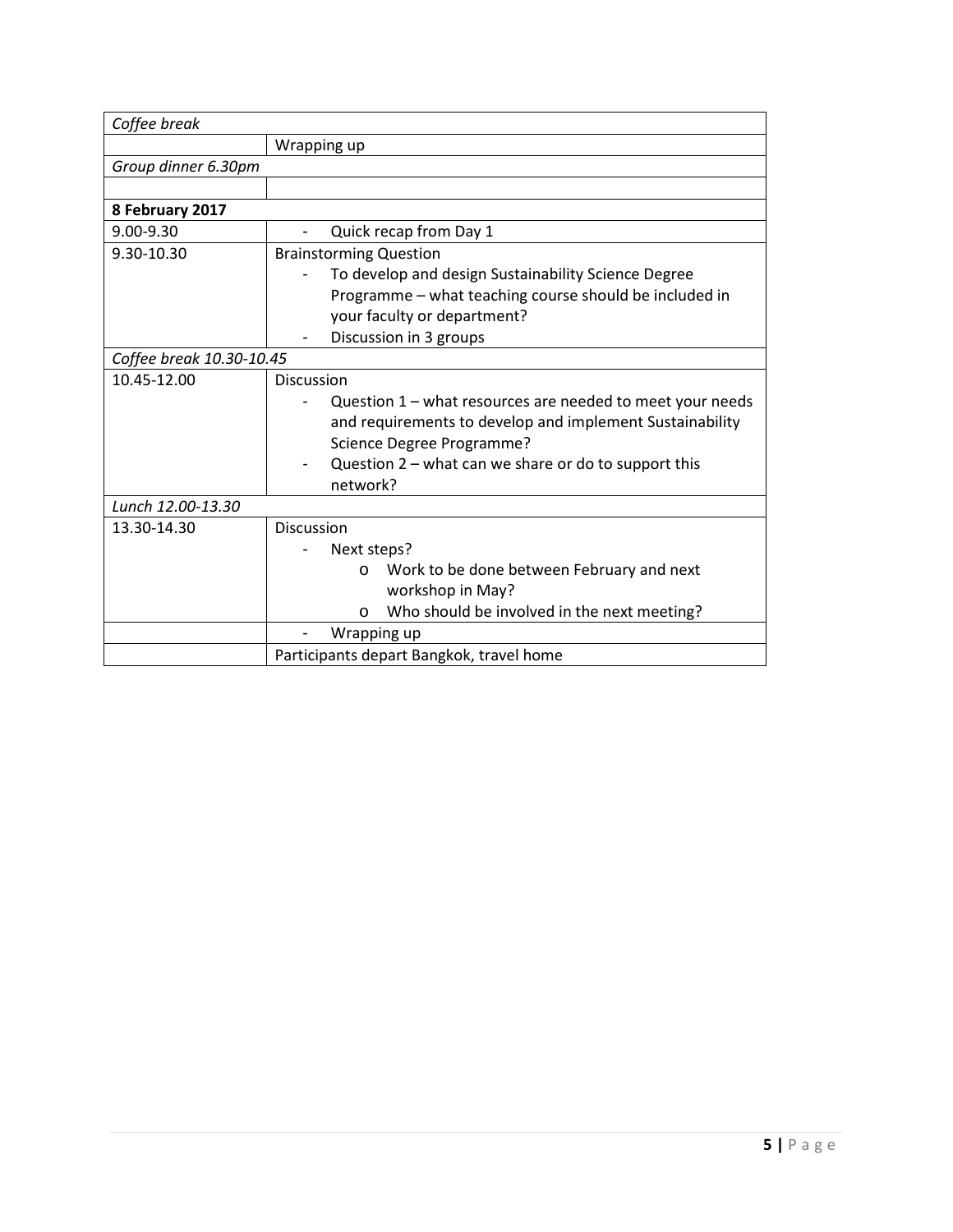| | |
|---|---|
| *Coffee break* | |
| | Wrapping up |
| *Group dinner 6.30pm* | |
| | |
| **8 February 2017** | |
| 9.00-9.30 | - Quick recap from Day 1 |
| 9.30-10.30 | Brainstorming Question<br>- To develop and design Sustainability Science Degree Programme – what teaching course should be included in your faculty or department?<br>- Discussion in 3 groups |
| *Coffee break 10.30-10.45* | |
| 10.45-12.00 | Discussion<br>- Question 1 – what resources are needed to meet your needs and requirements to develop and implement Sustainability Science Degree Programme?<br>- Question 2 – what can we share or do to support this network? |
| *Lunch 12.00-13.30* | |
| 13.30-14.30 | Discussion<br>- Next steps?<br>o Work to be done between February and next workshop in May?<br>o Who should be involved in the next meeting? |
| | - Wrapping up |
| | Participants depart Bangkok, travel home |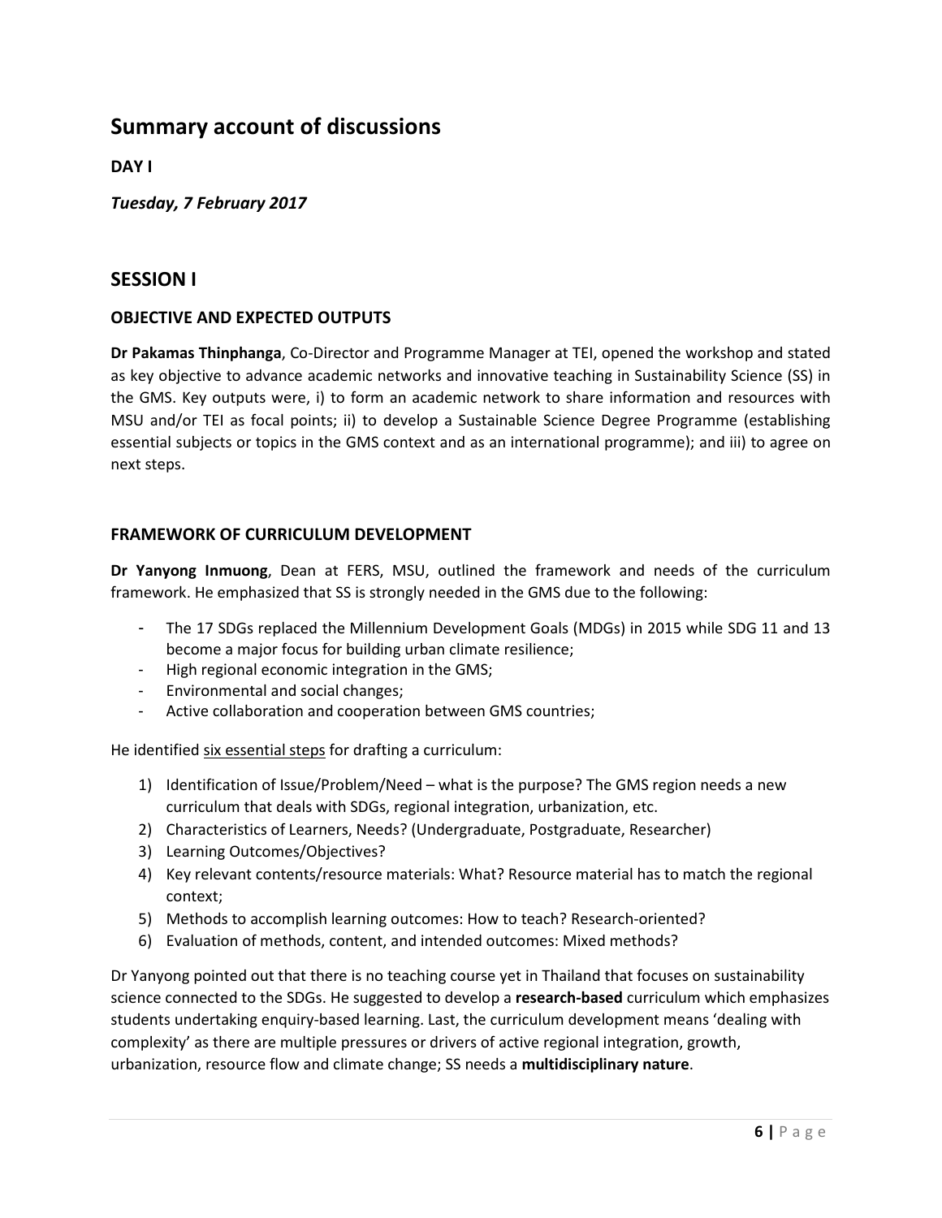# Summary account of discussions

**DAY I**

***Tuesday, 7 February 2017***

## SESSION I

### OBJECTIVE AND EXPECTED OUTPUTS

**Dr Pakamas Thinphanga**, Co-Director and Programme Manager at TEI, opened the workshop and stated as key objective to advance academic networks and innovative teaching in Sustainability Science (SS) in the GMS. Key outputs were, i) to form an academic network to share information and resources with MSU and/or TEI as focal points; ii) to develop a Sustainable Science Degree Programme (establishing essential subjects or topics in the GMS context and as an international programme); and iii) to agree on next steps.

### FRAMEWORK OF CURRICULUM DEVELOPMENT

**Dr Yanyong Inmuong**, Dean at FERS, MSU, outlined the framework and needs of the curriculum framework. He emphasized that SS is strongly needed in the GMS due to the following:

- The 17 SDGs replaced the Millennium Development Goals (MDGs) in 2015 while SDG 11 and 13 become a major focus for building urban climate resilience;
- High regional economic integration in the GMS;
- Environmental and social changes;
- Active collaboration and cooperation between GMS countries;

He identified <u>six essential steps</u> for drafting a curriculum:

1) Identification of Issue/Problem/Need – what is the purpose? The GMS region needs a new curriculum that deals with SDGs, regional integration, urbanization, etc.
2) Characteristics of Learners, Needs? (Undergraduate, Postgraduate, Researcher)
3) Learning Outcomes/Objectives?
4) Key relevant contents/resource materials: What? Resource material has to match the regional context;
5) Methods to accomplish learning outcomes: How to teach? Research-oriented?
6) Evaluation of methods, content, and intended outcomes: Mixed methods?

Dr Yanyong pointed out that there is no teaching course yet in Thailand that focuses on sustainability science connected to the SDGs. He suggested to develop a **research-based** curriculum which emphasizes students undertaking enquiry-based learning. Last, the curriculum development means 'dealing with complexity' as there are multiple pressures or drivers of active regional integration, growth, urbanization, resource flow and climate change; SS needs a **multidisciplinary nature**.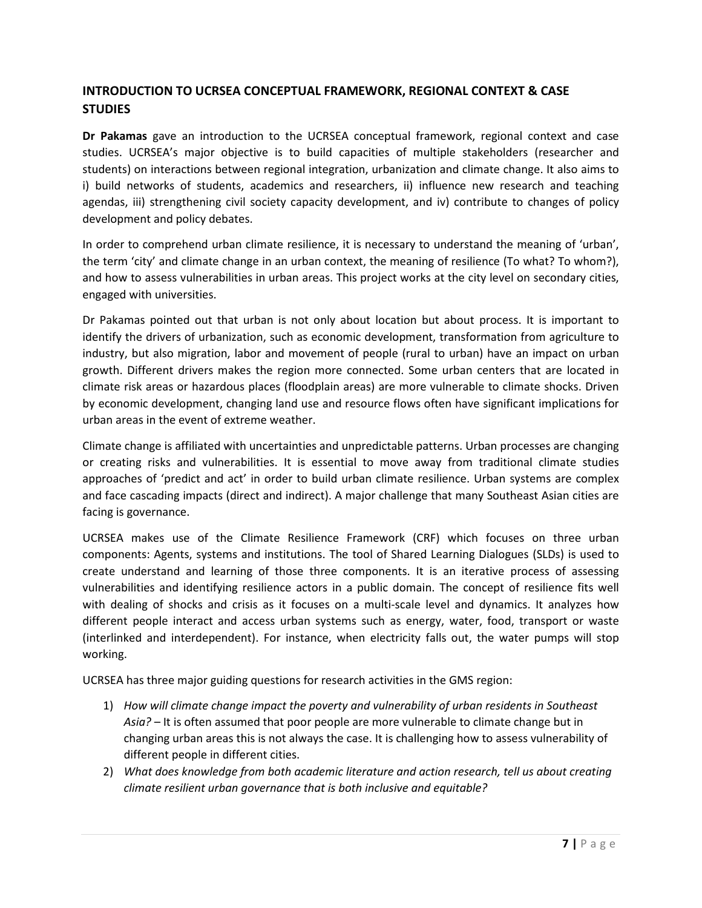## INTRODUCTION TO UCRSEA CONCEPTUAL FRAMEWORK, REGIONAL CONTEXT & CASE STUDIES

**Dr Pakamas** gave an introduction to the UCRSEA conceptual framework, regional context and case studies. UCRSEA's major objective is to build capacities of multiple stakeholders (researcher and students) on interactions between regional integration, urbanization and climate change. It also aims to i) build networks of students, academics and researchers, ii) influence new research and teaching agendas, iii) strengthening civil society capacity development, and iv) contribute to changes of policy development and policy debates.

In order to comprehend urban climate resilience, it is necessary to understand the meaning of 'urban', the term 'city' and climate change in an urban context, the meaning of resilience (To what? To whom?), and how to assess vulnerabilities in urban areas. This project works at the city level on secondary cities, engaged with universities.

Dr Pakamas pointed out that urban is not only about location but about process. It is important to identify the drivers of urbanization, such as economic development, transformation from agriculture to industry, but also migration, labor and movement of people (rural to urban) have an impact on urban growth. Different drivers makes the region more connected. Some urban centers that are located in climate risk areas or hazardous places (floodplain areas) are more vulnerable to climate shocks. Driven by economic development, changing land use and resource flows often have significant implications for urban areas in the event of extreme weather.

Climate change is affiliated with uncertainties and unpredictable patterns. Urban processes are changing or creating risks and vulnerabilities. It is essential to move away from traditional climate studies approaches of 'predict and act' in order to build urban climate resilience. Urban systems are complex and face cascading impacts (direct and indirect). A major challenge that many Southeast Asian cities are facing is governance.

UCRSEA makes use of the Climate Resilience Framework (CRF) which focuses on three urban components: Agents, systems and institutions. The tool of Shared Learning Dialogues (SLDs) is used to create understand and learning of those three components. It is an iterative process of assessing vulnerabilities and identifying resilience actors in a public domain. The concept of resilience fits well with dealing of shocks and crisis as it focuses on a multi-scale level and dynamics. It analyzes how different people interact and access urban systems such as energy, water, food, transport or waste (interlinked and interdependent). For instance, when electricity falls out, the water pumps will stop working.

UCRSEA has three major guiding questions for research activities in the GMS region:

1) *How will climate change impact the poverty and vulnerability of urban residents in Southeast Asia?* – It is often assumed that poor people are more vulnerable to climate change but in changing urban areas this is not always the case. It is challenging how to assess vulnerability of different people in different cities.
2) *What does knowledge from both academic literature and action research, tell us about creating climate resilient urban governance that is both inclusive and equitable?*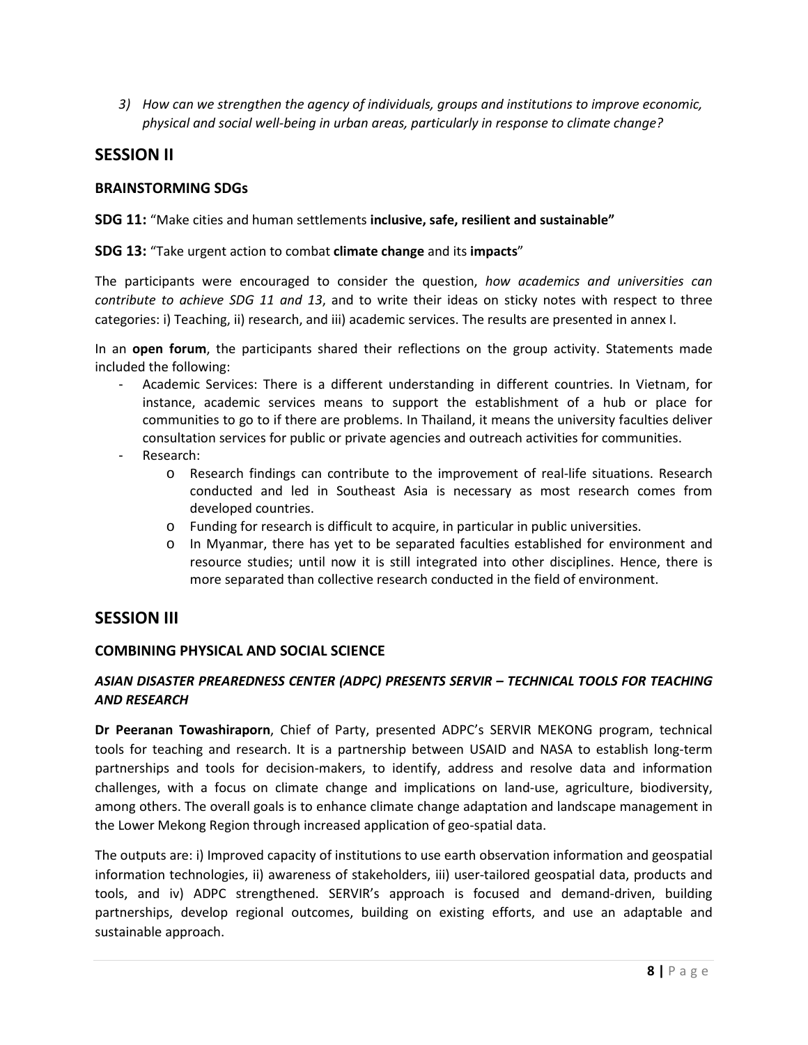*3) How can we strengthen the agency of individuals, groups and institutions to improve economic, physical and social well-being in urban areas, particularly in response to climate change?*

## SESSION II

### BRAINSTORMING SDGs

**SDG 11:** "Make cities and human settlements **inclusive, safe, resilient and sustainable"**

**SDG 13:** "Take urgent action to combat **climate change** and its **impacts**"

The participants were encouraged to consider the question, *how academics and universities can contribute to achieve SDG 11 and 13*, and to write their ideas on sticky notes with respect to three categories: i) Teaching, ii) research, and iii) academic services. The results are presented in annex I.

In an **open forum**, the participants shared their reflections on the group activity. Statements made included the following:

- Academic Services: There is a different understanding in different countries. In Vietnam, for instance, academic services means to support the establishment of a hub or place for communities to go to if there are problems. In Thailand, it means the university faculties deliver consultation services for public or private agencies and outreach activities for communities.
- Research:
  - Research findings can contribute to the improvement of real-life situations. Research conducted and led in Southeast Asia is necessary as most research comes from developed countries.
  - Funding for research is difficult to acquire, in particular in public universities.
  - In Myanmar, there has yet to be separated faculties established for environment and resource studies; until now it is still integrated into other disciplines. Hence, there is more separated than collective research conducted in the field of environment.

## SESSION III

### COMBINING PHYSICAL AND SOCIAL SCIENCE

#### *ASIAN DISASTER PREAREDNESS CENTER (ADPC) PRESENTS SERVIR – TECHNICAL TOOLS FOR TEACHING AND RESEARCH*

**Dr Peeranan Towashiraporn**, Chief of Party, presented ADPC's SERVIR MEKONG program, technical tools for teaching and research. It is a partnership between USAID and NASA to establish long-term partnerships and tools for decision-makers, to identify, address and resolve data and information challenges, with a focus on climate change and implications on land-use, agriculture, biodiversity, among others. The overall goals is to enhance climate change adaptation and landscape management in the Lower Mekong Region through increased application of geo-spatial data.

The outputs are: i) Improved capacity of institutions to use earth observation information and geospatial information technologies, ii) awareness of stakeholders, iii) user-tailored geospatial data, products and tools, and iv) ADPC strengthened. SERVIR's approach is focused and demand-driven, building partnerships, develop regional outcomes, building on existing efforts, and use an adaptable and sustainable approach.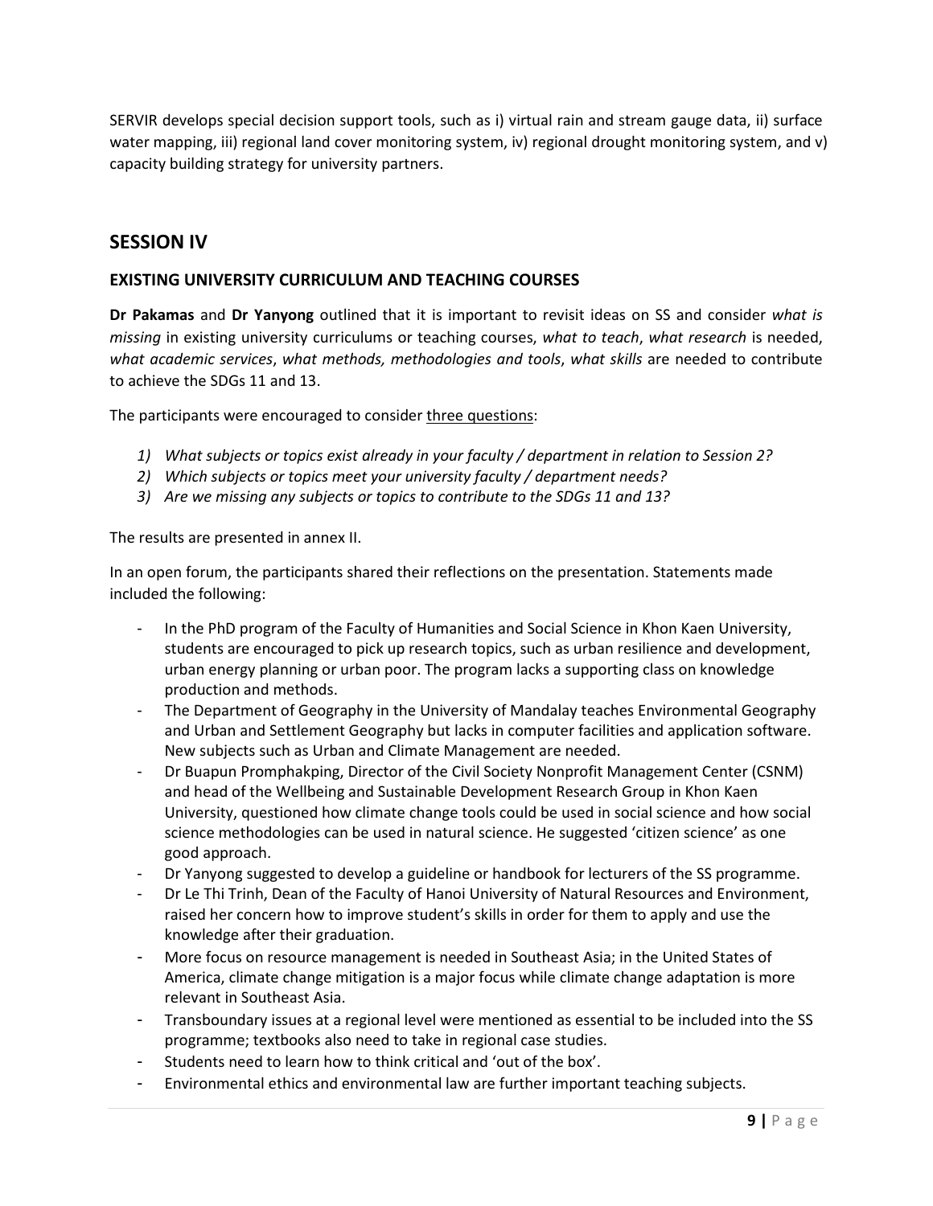SERVIR develops special decision support tools, such as i) virtual rain and stream gauge data, ii) surface water mapping, iii) regional land cover monitoring system, iv) regional drought monitoring system, and v) capacity building strategy for university partners.

## SESSION IV

### EXISTING UNIVERSITY CURRICULUM AND TEACHING COURSES

**Dr Pakamas** and **Dr Yanyong** outlined that it is important to revisit ideas on SS and consider *what is missing* in existing university curriculums or teaching courses, *what to teach*, *what research* is needed, *what academic services*, *what methods, methodologies and tools*, *what skills* are needed to contribute to achieve the SDGs 11 and 13.

The participants were encouraged to consider <u>three questions</u>:

1) *What subjects or topics exist already in your faculty / department in relation to Session 2?*
2) *Which subjects or topics meet your university faculty / department needs?*
3) *Are we missing any subjects or topics to contribute to the SDGs 11 and 13?*

The results are presented in annex II.

In an open forum, the participants shared their reflections on the presentation. Statements made included the following:

- In the PhD program of the Faculty of Humanities and Social Science in Khon Kaen University, students are encouraged to pick up research topics, such as urban resilience and development, urban energy planning or urban poor. The program lacks a supporting class on knowledge production and methods.
- The Department of Geography in the University of Mandalay teaches Environmental Geography and Urban and Settlement Geography but lacks in computer facilities and application software. New subjects such as Urban and Climate Management are needed.
- Dr Buapun Promphakping, Director of the Civil Society Nonprofit Management Center (CSNM) and head of the Wellbeing and Sustainable Development Research Group in Khon Kaen University, questioned how climate change tools could be used in social science and how social science methodologies can be used in natural science. He suggested 'citizen science' as one good approach.
- Dr Yanyong suggested to develop a guideline or handbook for lecturers of the SS programme.
- Dr Le Thi Trinh, Dean of the Faculty of Hanoi University of Natural Resources and Environment, raised her concern how to improve student's skills in order for them to apply and use the knowledge after their graduation.
- More focus on resource management is needed in Southeast Asia; in the United States of America, climate change mitigation is a major focus while climate change adaptation is more relevant in Southeast Asia.
- Transboundary issues at a regional level were mentioned as essential to be included into the SS programme; textbooks also need to take in regional case studies.
- Students need to learn how to think critical and 'out of the box'.
- Environmental ethics and environmental law are further important teaching subjects.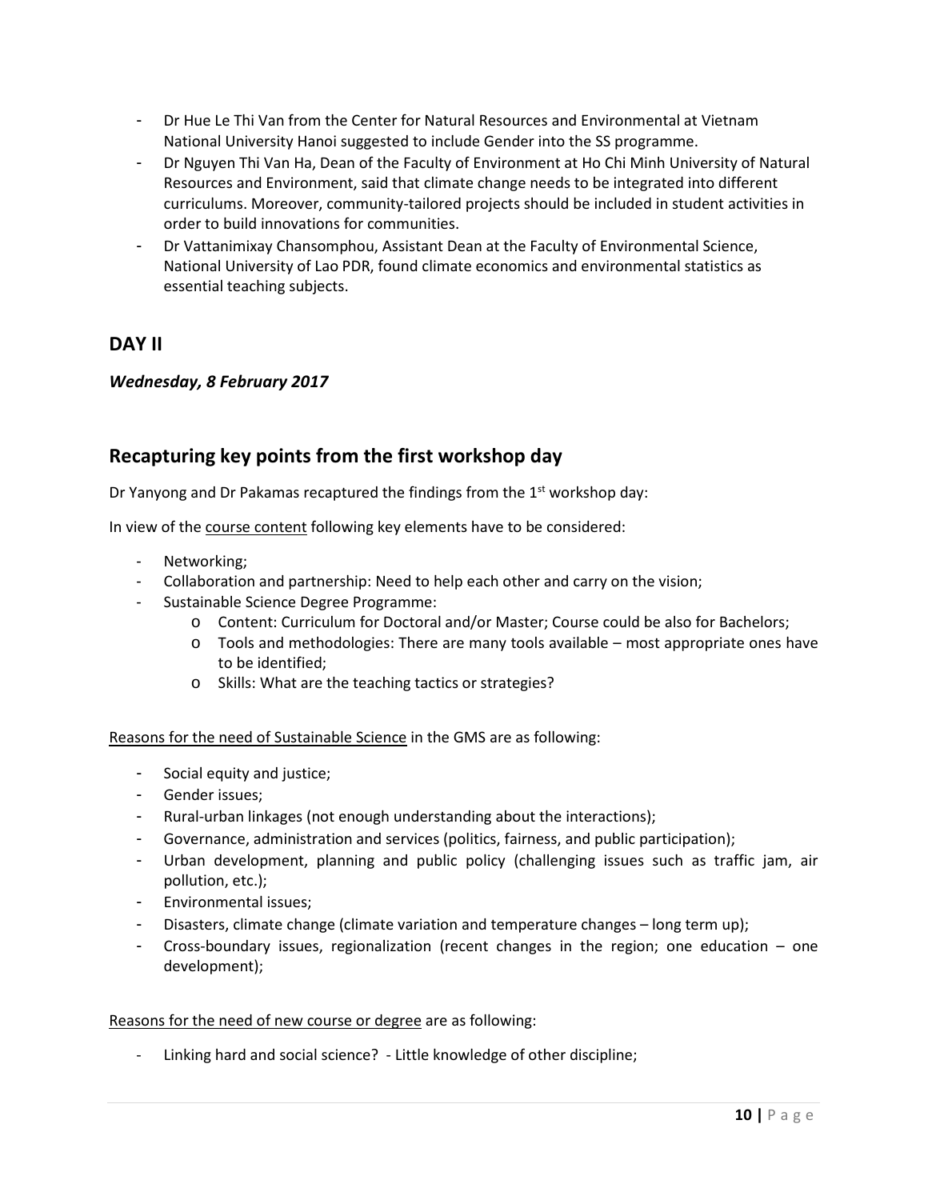- Dr Hue Le Thi Van from the Center for Natural Resources and Environmental at Vietnam National University Hanoi suggested to include Gender into the SS programme.
- Dr Nguyen Thi Van Ha, Dean of the Faculty of Environment at Ho Chi Minh University of Natural Resources and Environment, said that climate change needs to be integrated into different curriculums. Moreover, community-tailored projects should be included in student activities in order to build innovations for communities.
- Dr Vattanimixay Chansomphou, Assistant Dean at the Faculty of Environmental Science, National University of Lao PDR, found climate economics and environmental statistics as essential teaching subjects.

## DAY II

***Wednesday, 8 February 2017***

## Recapturing key points from the first workshop day

Dr Yanyong and Dr Pakamas recaptured the findings from the 1st workshop day:

In view of the course content following key elements have to be considered:

- Networking;
- Collaboration and partnership: Need to help each other and carry on the vision;
- Sustainable Science Degree Programme:
  - Content: Curriculum for Doctoral and/or Master; Course could be also for Bachelors;
  - Tools and methodologies: There are many tools available – most appropriate ones have to be identified;
  - Skills: What are the teaching tactics or strategies?

Reasons for the need of Sustainable Science in the GMS are as following:

- Social equity and justice;
- Gender issues;
- Rural-urban linkages (not enough understanding about the interactions);
- Governance, administration and services (politics, fairness, and public participation);
- Urban development, planning and public policy (challenging issues such as traffic jam, air pollution, etc.);
- Environmental issues;
- Disasters, climate change (climate variation and temperature changes – long term up);
- Cross-boundary issues, regionalization (recent changes in the region; one education – one development);

Reasons for the need of new course or degree are as following:

- Linking hard and social science? - Little knowledge of other discipline;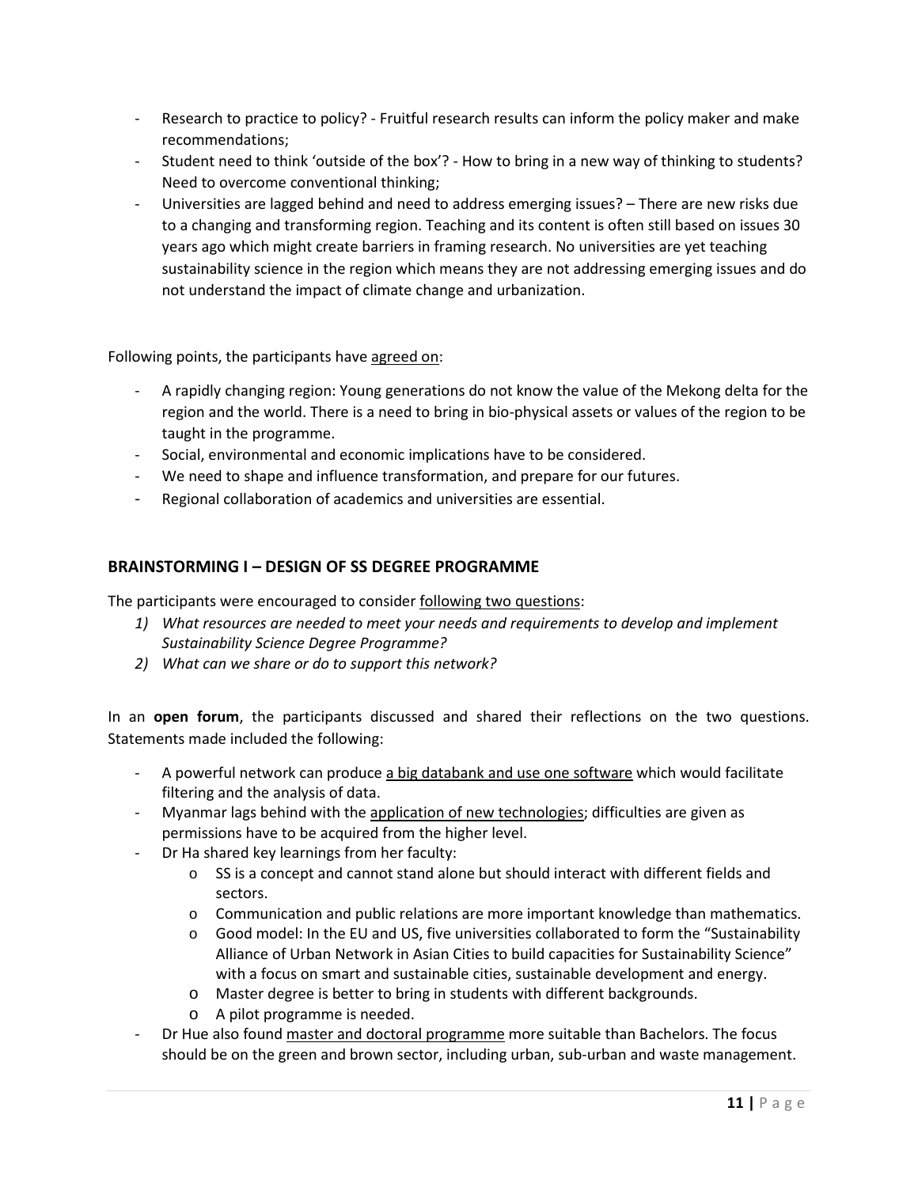- Research to practice to policy? - Fruitful research results can inform the policy maker and make recommendations;
- Student need to think 'outside of the box'? - How to bring in a new way of thinking to students? Need to overcome conventional thinking;
- Universities are lagged behind and need to address emerging issues? – There are new risks due to a changing and transforming region. Teaching and its content is often still based on issues 30 years ago which might create barriers in framing research. No universities are yet teaching sustainability science in the region which means they are not addressing emerging issues and do not understand the impact of climate change and urbanization.

Following points, the participants have <u>agreed on</u>:

- A rapidly changing region: Young generations do not know the value of the Mekong delta for the region and the world. There is a need to bring in bio-physical assets or values of the region to be taught in the programme.
- Social, environmental and economic implications have to be considered.
- We need to shape and influence transformation, and prepare for our futures.
- Regional collaboration of academics and universities are essential.

## BRAINSTORMING I – DESIGN OF SS DEGREE PROGRAMME

The participants were encouraged to consider <u>following two questions</u>:

1) *What resources are needed to meet your needs and requirements to develop and implement Sustainability Science Degree Programme?*
2) *What can we share or do to support this network?*

In an **open forum**, the participants discussed and shared their reflections on the two questions. Statements made included the following:

- A powerful network can produce <u>a big databank and use one software</u> which would facilitate filtering and the analysis of data.
- Myanmar lags behind with the <u>application of new technologies</u>; difficulties are given as permissions have to be acquired from the higher level.
- Dr Ha shared key learnings from her faculty:
  - SS is a concept and cannot stand alone but should interact with different fields and sectors.
  - Communication and public relations are more important knowledge than mathematics.
  - Good model: In the EU and US, five universities collaborated to form the "Sustainability Alliance of Urban Network in Asian Cities to build capacities for Sustainability Science" with a focus on smart and sustainable cities, sustainable development and energy.
  - Master degree is better to bring in students with different backgrounds.
  - A pilot programme is needed.
- Dr Hue also found <u>master and doctoral programme</u> more suitable than Bachelors. The focus should be on the green and brown sector, including urban, sub-urban and waste management.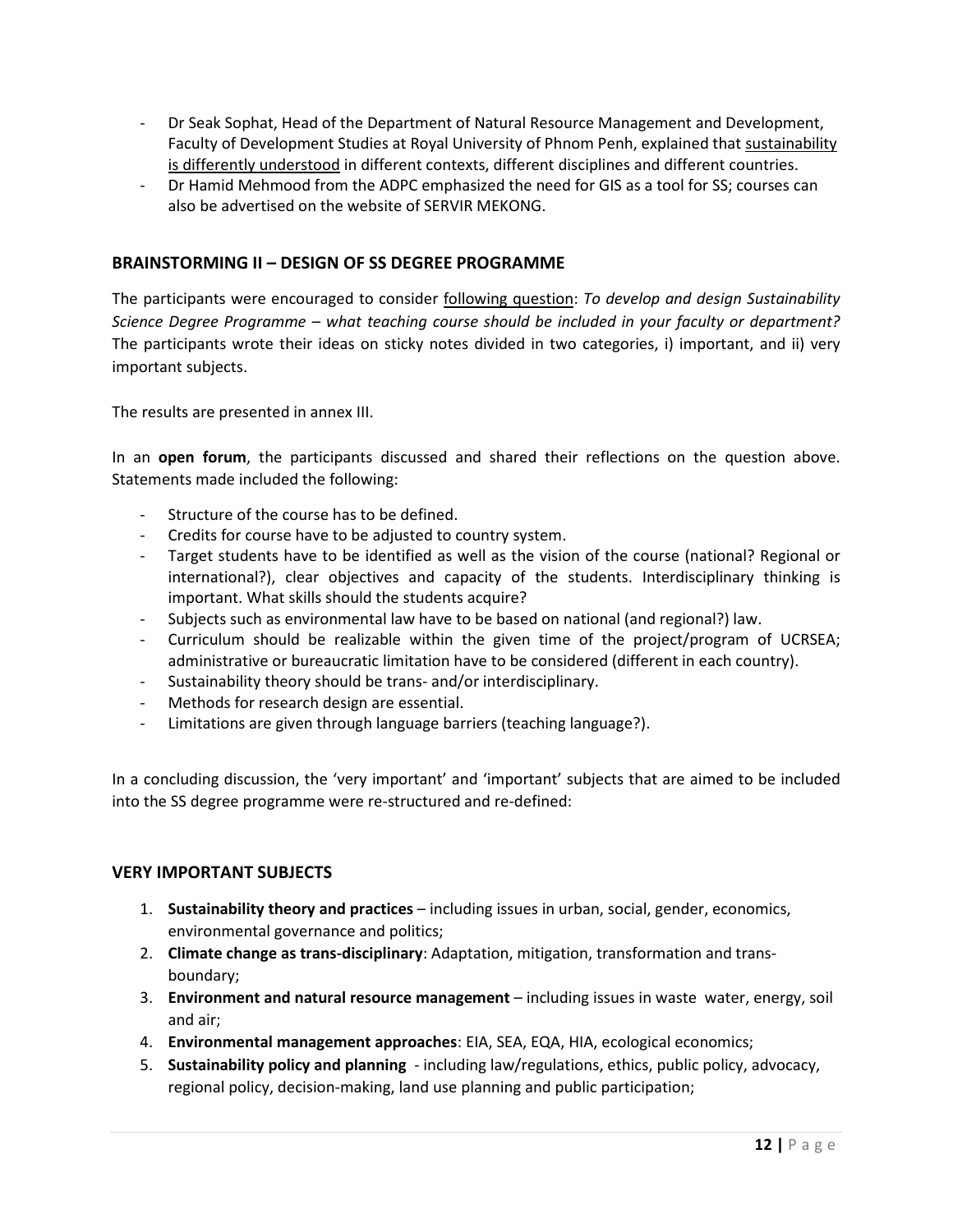- Dr Seak Sophat, Head of the Department of Natural Resource Management and Development, Faculty of Development Studies at Royal University of Phnom Penh, explained that sustainability is differently understood in different contexts, different disciplines and different countries.
- Dr Hamid Mehmood from the ADPC emphasized the need for GIS as a tool for SS; courses can also be advertised on the website of SERVIR MEKONG.

## BRAINSTORMING II – DESIGN OF SS DEGREE PROGRAMME

The participants were encouraged to consider following question: *To develop and design Sustainability Science Degree Programme – what teaching course should be included in your faculty or department?* The participants wrote their ideas on sticky notes divided in two categories, i) important, and ii) very important subjects.

The results are presented in annex III.

In an **open forum**, the participants discussed and shared their reflections on the question above. Statements made included the following:

- Structure of the course has to be defined.
- Credits for course have to be adjusted to country system.
- Target students have to be identified as well as the vision of the course (national? Regional or international?), clear objectives and capacity of the students. Interdisciplinary thinking is important. What skills should the students acquire?
- Subjects such as environmental law have to be based on national (and regional?) law.
- Curriculum should be realizable within the given time of the project/program of UCRSEA; administrative or bureaucratic limitation have to be considered (different in each country).
- Sustainability theory should be trans- and/or interdisciplinary.
- Methods for research design are essential.
- Limitations are given through language barriers (teaching language?).

In a concluding discussion, the 'very important' and 'important' subjects that are aimed to be included into the SS degree programme were re-structured and re-defined:

## VERY IMPORTANT SUBJECTS

1. **Sustainability theory and practices** – including issues in urban, social, gender, economics, environmental governance and politics;
2. **Climate change as trans-disciplinary**: Adaptation, mitigation, transformation and trans-boundary;
3. **Environment and natural resource management** – including issues in waste water, energy, soil and air;
4. **Environmental management approaches**: EIA, SEA, EQA, HIA, ecological economics;
5. **Sustainability policy and planning** - including law/regulations, ethics, public policy, advocacy, regional policy, decision-making, land use planning and public participation;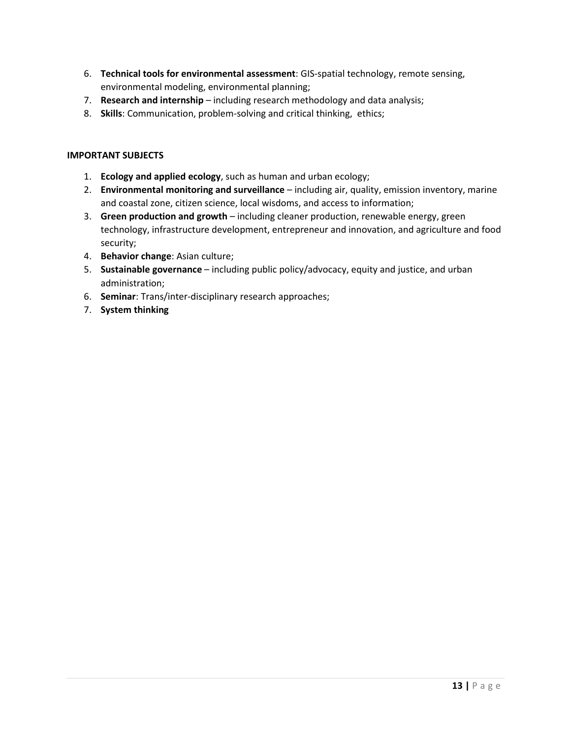6. **Technical tools for environmental assessment**: GIS-spatial technology, remote sensing, environmental modeling, environmental planning;
7. **Research and internship** – including research methodology and data analysis;
8. **Skills**: Communication, problem-solving and critical thinking,  ethics;

**IMPORTANT SUBJECTS**

1. **Ecology and applied ecology**, such as human and urban ecology;
2. **Environmental monitoring and surveillance** – including air, quality, emission inventory, marine and coastal zone, citizen science, local wisdoms, and access to information;
3. **Green production and growth** – including cleaner production, renewable energy, green technology, infrastructure development, entrepreneur and innovation, and agriculture and food security;
4. **Behavior change**: Asian culture;
5. **Sustainable governance** – including public policy/advocacy, equity and justice, and urban administration;
6. **Seminar**: Trans/inter-disciplinary research approaches;
7. **System thinking**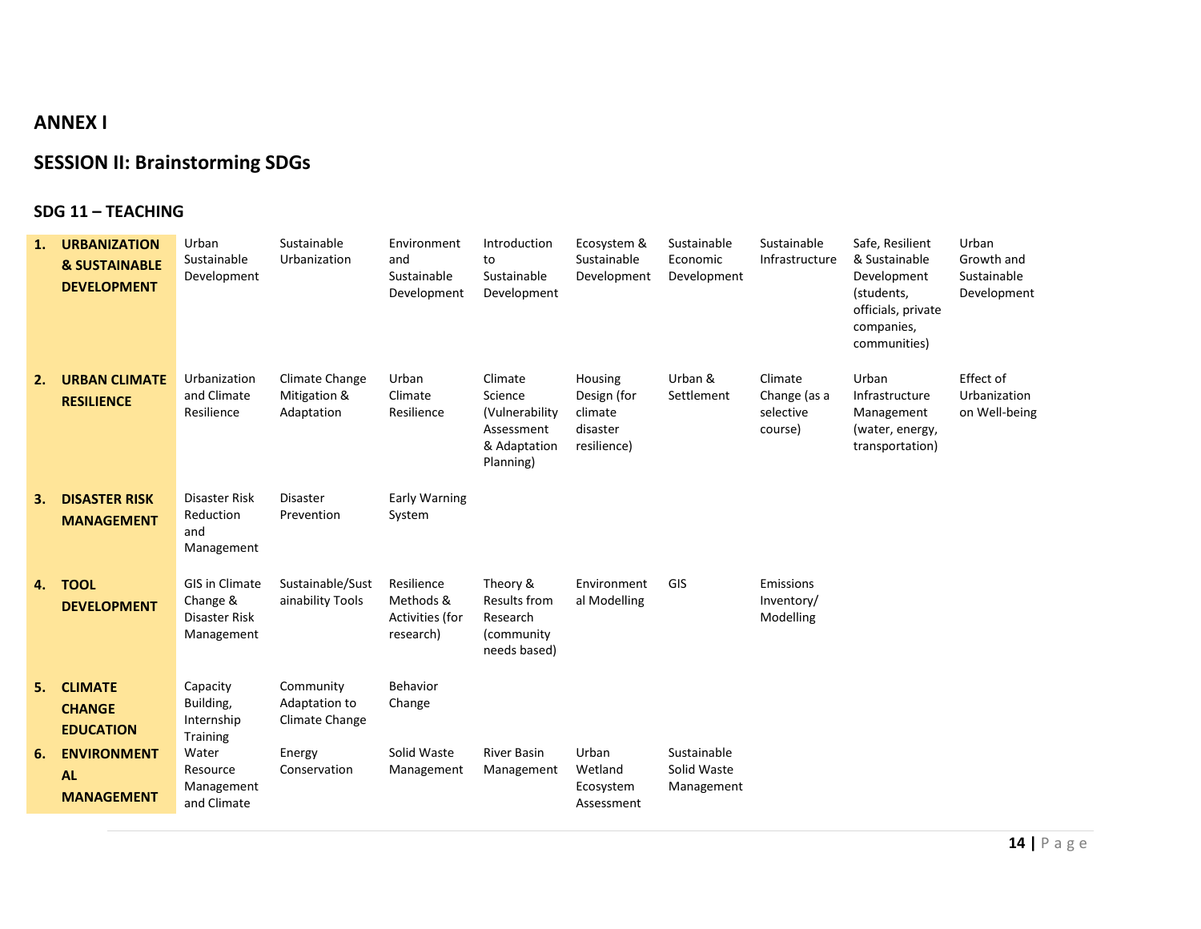## ANNEX I

## SESSION II: Brainstorming SDGs

### SDG 11 – TEACHING

| | | | | | | | | | |
|---|---|---|---|---|---|---|---|---|---|
| **1. URBANIZATION & SUSTAINABLE DEVELOPMENT** | Urban Sustainable Development | Sustainable Urbanization | Environment and Sustainable Development | Introduction to Sustainable Development | Ecosystem & Sustainable Development | Sustainable Economic Development | Sustainable Infrastructure | Safe, Resilient & Sustainable Development (students, officials, private companies, communities) | Urban Growth and Sustainable Development |
| **2. URBAN CLIMATE RESILIENCE** | Urbanization and Climate Resilience | Climate Change Mitigation & Adaptation | Urban Climate Resilience | Climate Science (Vulnerability Assessment & Adaptation Planning) | Housing Design (for climate disaster resilience) | Urban & Settlement | Climate Change (as a selective course) | Urban Infrastructure Management (water, energy, transportation) | Effect of Urbanization on Well-being |
| **3. DISASTER RISK MANAGEMENT** | Disaster Risk Reduction and Management | Disaster Prevention | Early Warning System | | | | | | |
| **4. TOOL DEVELOPMENT** | GIS in Climate Change & Disaster Risk Management | Sustainable/Sustainability Tools | Resilience Methods & Activities (for research) | Theory & Results from Research (community needs based) | Environmental Modelling | GIS | Emissions Inventory/ Modelling | | |
| **5. CLIMATE CHANGE EDUCATION** | Capacity Building, Internship Training | Community Adaptation to Climate Change | Behavior Change | | | | | | |
| **6. ENVIRONMENTAL MANAGEMENT** | Water Resource Management and Climate | Energy Conservation | Solid Waste Management | River Basin Management | Urban Wetland Ecosystem Assessment | Sustainable Solid Waste Management | | | |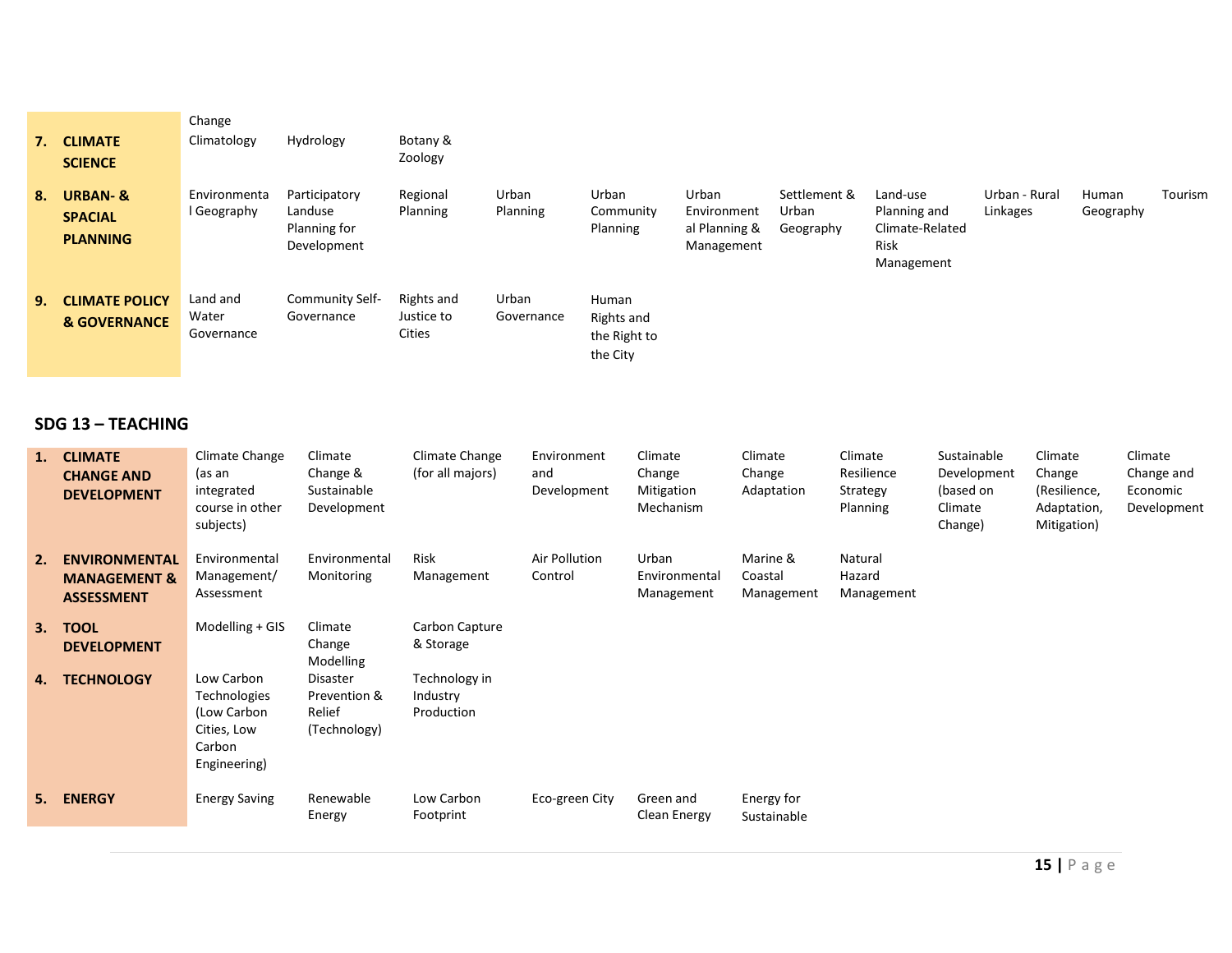| | | | | | | | | | | | | |
|---|---|---|---|---|---|---|---|---|---|---|---|---|
| | Change | | | | | | | | | | | |
| **7.** | **CLIMATE SCIENCE** | Climatology | Hydrology | Botany & Zoology | | | | | | | | |
| **8.** | **URBAN- & SPACIAL PLANNING** | Environmental Geography | Participatory Landuse Planning for Development | Regional Planning | Urban Planning | Urban Community Planning | Urban Environmental Planning & Management | Settlement & Urban Geography | Land-use Planning and Climate-Related Risk Management | Urban - Rural Linkages | Human Geography | Tourism |
| **9.** | **CLIMATE POLICY & GOVERNANCE** | Land and Water Governance | Community Self-Governance | Rights and Justice to Cities | Urban Governance | Human Rights and the Right to the City | | | | | | |

## SDG 13 – TEACHING

| | | | | | | | | | | | |
|---|---|---|---|---|---|---|---|---|---|---|---|
| **1.** | **CLIMATE CHANGE AND DEVELOPMENT** | Climate Change (as an integrated course in other subjects) | Climate Change & Sustainable Development | Climate Change (for all majors) | Environment and Development | Climate Change Mitigation Mechanism | Climate Change Adaptation | Climate Resilience Strategy Planning | Sustainable Development (based on Climate Change) | Climate Change (Resilience, Adaptation, Mitigation) | Climate Change and Economic Development |
| **2.** | **ENVIRONMENTAL MANAGEMENT & ASSESSMENT** | Environmental Management/ Assessment | Environmental Monitoring | Risk Management | Air Pollution Control | Urban Environmental Management | Marine & Coastal Management | Natural Hazard Management | | | |
| **3.** | **TOOL DEVELOPMENT** | Modelling + GIS | Climate Change Modelling | Carbon Capture & Storage | | | | | | | |
| **4.** | **TECHNOLOGY** | Low Carbon Technologies (Low Carbon Cities, Low Carbon Engineering) | Disaster Prevention & Relief (Technology) | Technology in Industry Production | | | | | | | |
| **5.** | **ENERGY** | Energy Saving | Renewable Energy | Low Carbon Footprint | Eco-green City | Green and Clean Energy | Energy for Sustainable | | | | |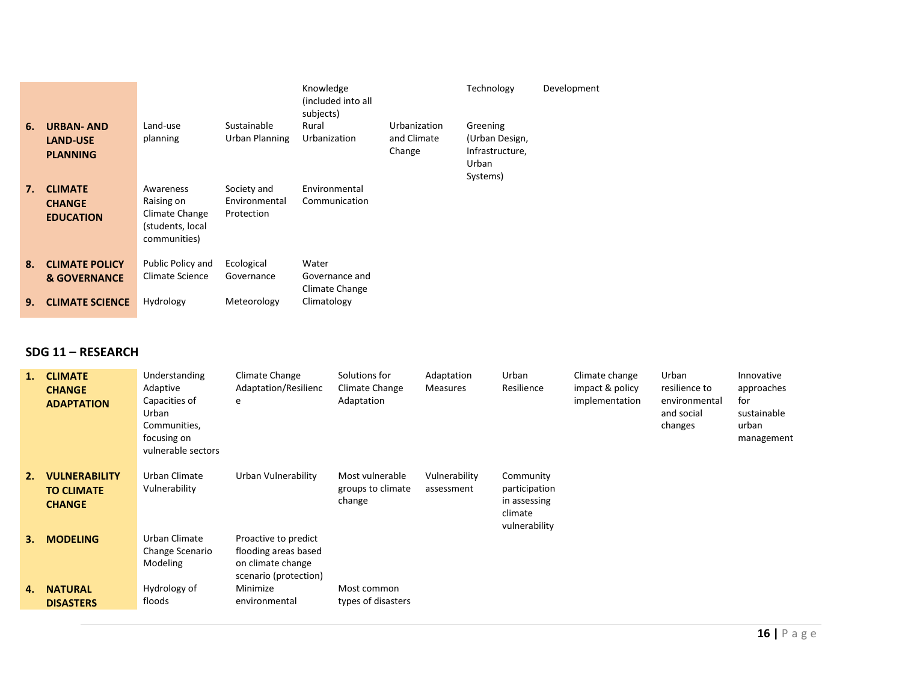| | | | | | | |
|---|---|---|---|---|---|---|
| | | | Knowledge (included into all subjects) | | Technology | Development |
| **6.** | **URBAN- AND LAND-USE PLANNING** | Land-use planning | Sustainable Urban Planning | Rural Urbanization | Urbanization and Climate Change | Greening (Urban Design, Infrastructure, Urban Systems) |
| **7.** | **CLIMATE CHANGE EDUCATION** | Awareness Raising on Climate Change (students, local communities) | Society and Environmental Protection | Environmental Communication | | |
| **8.** | **CLIMATE POLICY & GOVERNANCE** | Public Policy and Climate Science | Ecological Governance | Water Governance and Climate Change | | |
| **9.** | **CLIMATE SCIENCE** | Hydrology | Meteorology | Climatology | | |

## SDG 11 – RESEARCH

| | | | | | | | | | |
|---|---|---|---|---|---|---|---|---|---|
| **1.** | **CLIMATE CHANGE ADAPTATION** | Understanding Adaptive Capacities of Urban Communities, focusing on vulnerable sectors | Climate Change Adaptation/Resilience | Solutions for Climate Change Adaptation | Adaptation Measures | Urban Resilience | Climate change impact & policy implementation | Urban resilience to environmental and social changes | Innovative approaches for sustainable urban management |
| **2.** | **VULNERABILITY TO CLIMATE CHANGE** | Urban Climate Vulnerability | Urban Vulnerability | Most vulnerable groups to climate change | Vulnerability assessment | Community participation in assessing climate vulnerability | | | |
| **3.** | **MODELING** | Urban Climate Change Scenario Modeling | Proactive to predict flooding areas based on climate change scenario (protection) | | | | | | |
| **4.** | **NATURAL DISASTERS** | Hydrology of floods | Minimize environmental | Most common types of disasters | | | | | |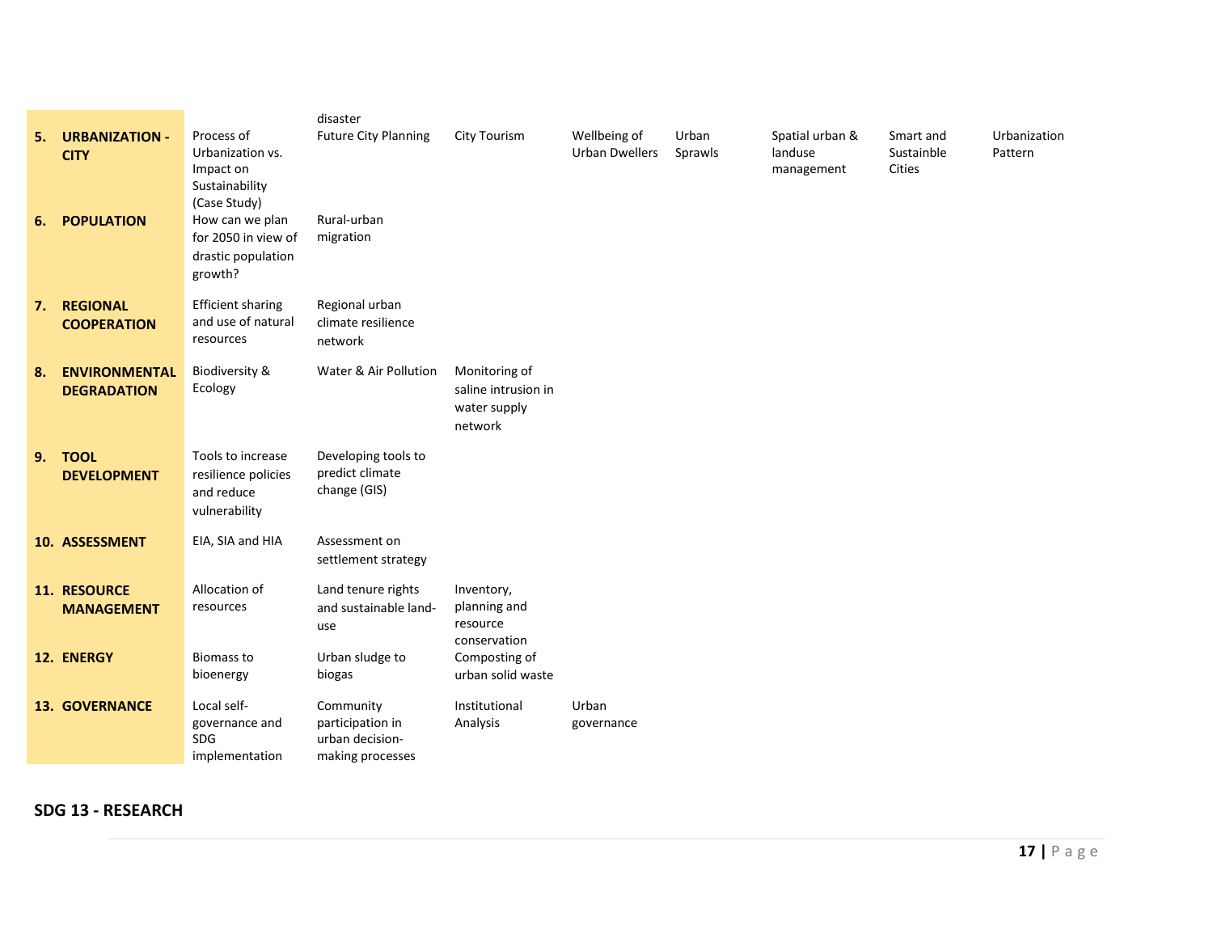| | | | | | | | | |
|---|---|---|---|---|---|---|---|---|
| | | disaster | | | | | | |
| **5. URBANIZATION - CITY** | Process of Urbanization vs. Impact on Sustainability (Case Study) | Future City Planning | City Tourism | Wellbeing of Urban Dwellers | Urban Sprawls | Spatial urban & landuse management | Smart and Sustainble Cities | Urbanization Pattern |
| **6. POPULATION** | How can we plan for 2050 in view of drastic population growth? | Rural-urban migration | | | | | | |
| **7. REGIONAL COOPERATION** | Efficient sharing and use of natural resources | Regional urban climate resilience network | | | | | | |
| **8. ENVIRONMENTAL DEGRADATION** | Biodiversity & Ecology | Water & Air Pollution | Monitoring of saline intrusion in water supply network | | | | | |
| **9. TOOL DEVELOPMENT** | Tools to increase resilience policies and reduce vulnerability | Developing tools to predict climate change (GIS) | | | | | | |
| **10. ASSESSMENT** | EIA, SIA and HIA | Assessment on settlement strategy | | | | | | |
| **11. RESOURCE MANAGEMENT** | Allocation of resources | Land tenure rights and sustainable land-use | Inventory, planning and resource conservation | | | | | |
| **12. ENERGY** | Biomass to bioenergy | Urban sludge to biogas | Composting of urban solid waste | | | | | |
| **13. GOVERNANCE** | Local self-governance and SDG implementation | Community participation in urban decision-making processes | Institutional Analysis | Urban governance | | | | |

**SDG 13 - RESEARCH**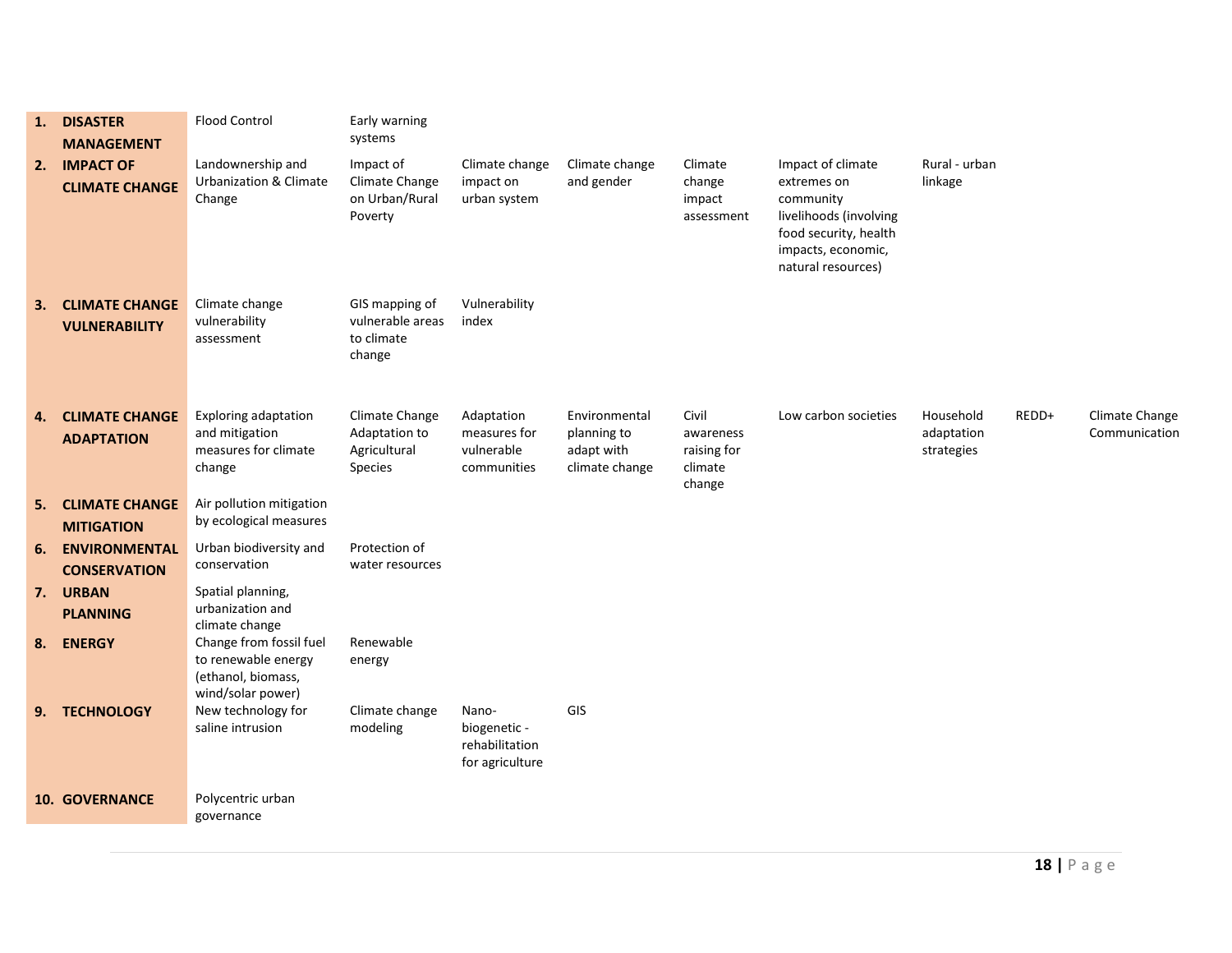| | | | | | | | | | | |
|---|---|---|---|---|---|---|---|---|---|---|
| 1. | **DISASTER MANAGEMENT** | Flood Control | Early warning systems | | | | | | | |
| 2. | **IMPACT OF CLIMATE CHANGE** | Landownership and Urbanization & Climate Change | Impact of Climate Change on Urban/Rural Poverty | Climate change impact on urban system | Climate change and gender | Climate change impact assessment | Impact of climate extremes on community livelihoods (involving food security, health impacts, economic, natural resources) | Rural - urban linkage | | |
| 3. | **CLIMATE CHANGE VULNERABILITY** | Climate change vulnerability assessment | GIS mapping of vulnerable areas to climate change | Vulnerability index | | | | | | |
| 4. | **CLIMATE CHANGE ADAPTATION** | Exploring adaptation and mitigation measures for climate change | Climate Change Adaptation to Agricultural Species | Adaptation measures for vulnerable communities | Environmental planning to adapt with climate change | Civil awareness raising for climate change | Low carbon societies | Household adaptation strategies | REDD+ | Climate Change Communication |
| 5. | **CLIMATE CHANGE MITIGATION** | Air pollution mitigation by ecological measures | | | | | | | | |
| 6. | **ENVIRONMENTAL CONSERVATION** | Urban biodiversity and conservation | Protection of water resources | | | | | | | |
| 7. | **URBAN PLANNING** | Spatial planning, urbanization and climate change | | | | | | | | |
| 8. | **ENERGY** | Change from fossil fuel to renewable energy (ethanol, biomass, wind/solar power) | Renewable energy | | | | | | | |
| 9. | **TECHNOLOGY** | New technology for saline intrusion | Climate change modeling | Nano-biogenetic - rehabilitation for agriculture | GIS | | | | | |
| 10. | **GOVERNANCE** | Polycentric urban governance | | | | | | | | |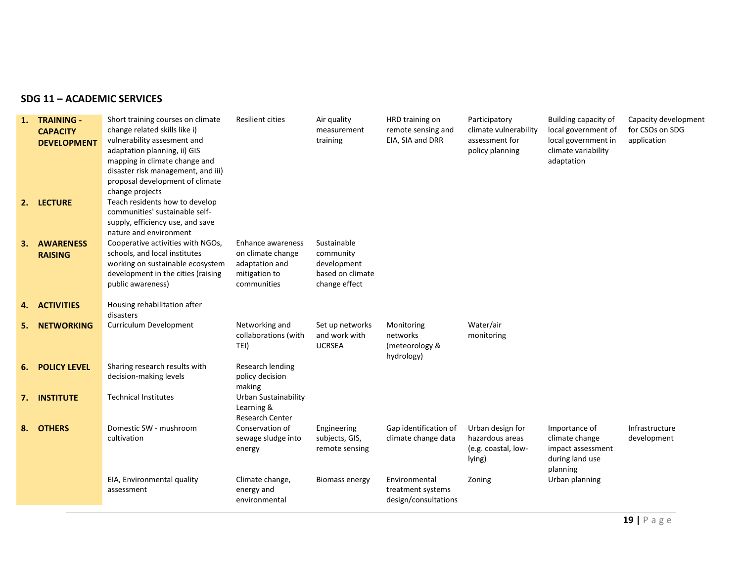## SDG 11 – ACADEMIC SERVICES

| | | | | | | | | |
|---|---|---|---|---|---|---|---|---|
| **1.** | **TRAINING - CAPACITY DEVELOPMENT** | Short training courses on climate change related skills like i) vulnerability assesment and adaptation planning, ii) GIS mapping in climate change and disaster risk management, and iii) proposal development of climate change projects | Resilient cities | Air quality measurement training | HRD training on remote sensing and EIA, SIA and DRR | Participatory climate vulnerability assessment for policy planning | Building capacity of local government of local government in climate variability adaptation | Capacity development for CSOs on SDG application |
| **2.** | **LECTURE** | Teach residents how to develop communities' sustainable self-supply, efficiency use, and save nature and environment | | | | | | |
| **3.** | **AWARENESS RAISING** | Cooperative activities with NGOs, schools, and local institutes working on sustainable ecosystem development in the cities (raising public awareness) | Enhance awareness on climate change adaptation and mitigation to communities | Sustainable community development based on climate change effect | | | | |
| **4.** | **ACTIVITIES** | Housing rehabilitation after disasters | | | | | | |
| **5.** | **NETWORKING** | Curriculum Development | Networking and collaborations (with TEI) | Set up networks and work with UCRSEA | Monitoring networks (meteorology & hydrology) | Water/air monitoring | | |
| **6.** | **POLICY LEVEL** | Sharing research results with decision-making levels | Research lending policy decision making | | | | | |
| **7.** | **INSTITUTE** | Technical Institutes | Urban Sustainability Learning & Research Center | | | | | |
| **8.** | **OTHERS** | Domestic SW - mushroom cultivation | Conservation of sewage sludge into energy | Engineering subjects, GIS, remote sensing | Gap identification of climate change data | Urban design for hazardous areas (e.g. coastal, low-lying) | Importance of climate change impact assessment during land use planning | Infrastructure development |
| | | EIA, Environmental quality assessment | Climate change, energy and environmental | Biomass energy | Environmental treatment systems design/consultations | Zoning | Urban planning | |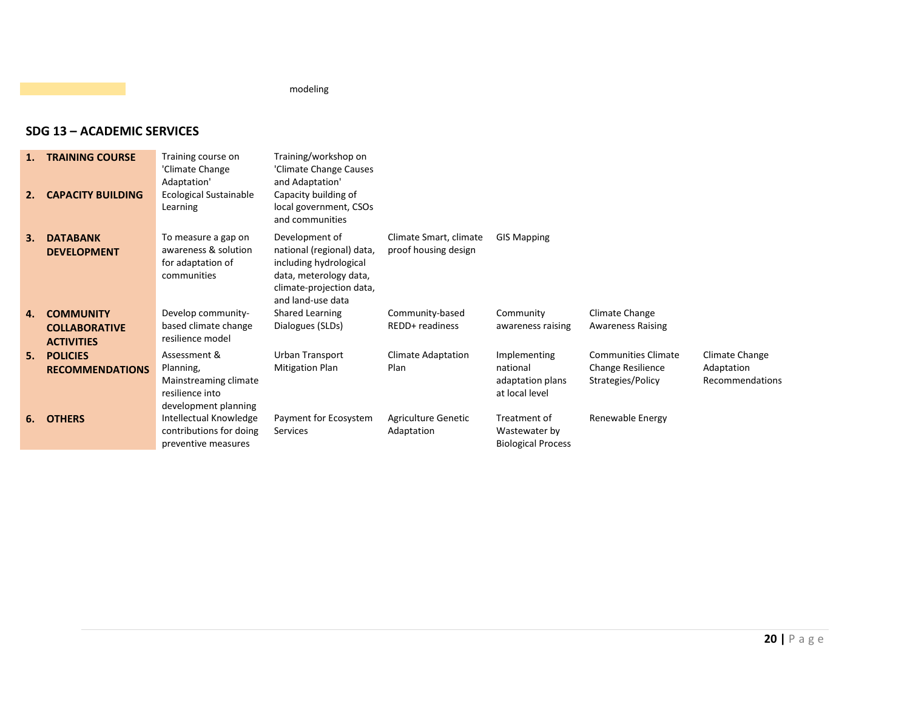modeling

## SDG 13 – ACADEMIC SERVICES

| | | | | | | |
|---|---|---|---|---|---|---|
| **1. TRAINING COURSE** | Training course on 'Climate Change Adaptation' | Training/workshop on 'Climate Change Causes and Adaptation' | | | | |
| **2. CAPACITY BUILDING** | Ecological Sustainable Learning | Capacity building of local government, CSOs and communities | | | | |
| **3. DATABANK DEVELOPMENT** | To measure a gap on awareness & solution for adaptation of communities | Development of national (regional) data, including hydrological data, meterology data, climate-projection data, and land-use data | Climate Smart, climate proof housing design | GIS Mapping | | |
| **4. COMMUNITY COLLABORATIVE ACTIVITIES** | Develop community-based climate change resilience model | Shared Learning Dialogues (SLDs) | Community-based REDD+ readiness | Community awareness raising | Climate Change Awareness Raising | |
| **5. POLICIES RECOMMENDATIONS** | Assessment & Planning, Mainstreaming climate resilience into development planning | Urban Transport Mitigation Plan | Climate Adaptation Plan | Implementing national adaptation plans at local level | Communities Climate Change Resilience Strategies/Policy | Climate Change Adaptation Recommendations |
| **6. OTHERS** | Intellectual Knowledge contributions for doing preventive measures | Payment for Ecosystem Services | Agriculture Genetic Adaptation | Treatment of Wastewater by Biological Process | Renewable Energy | |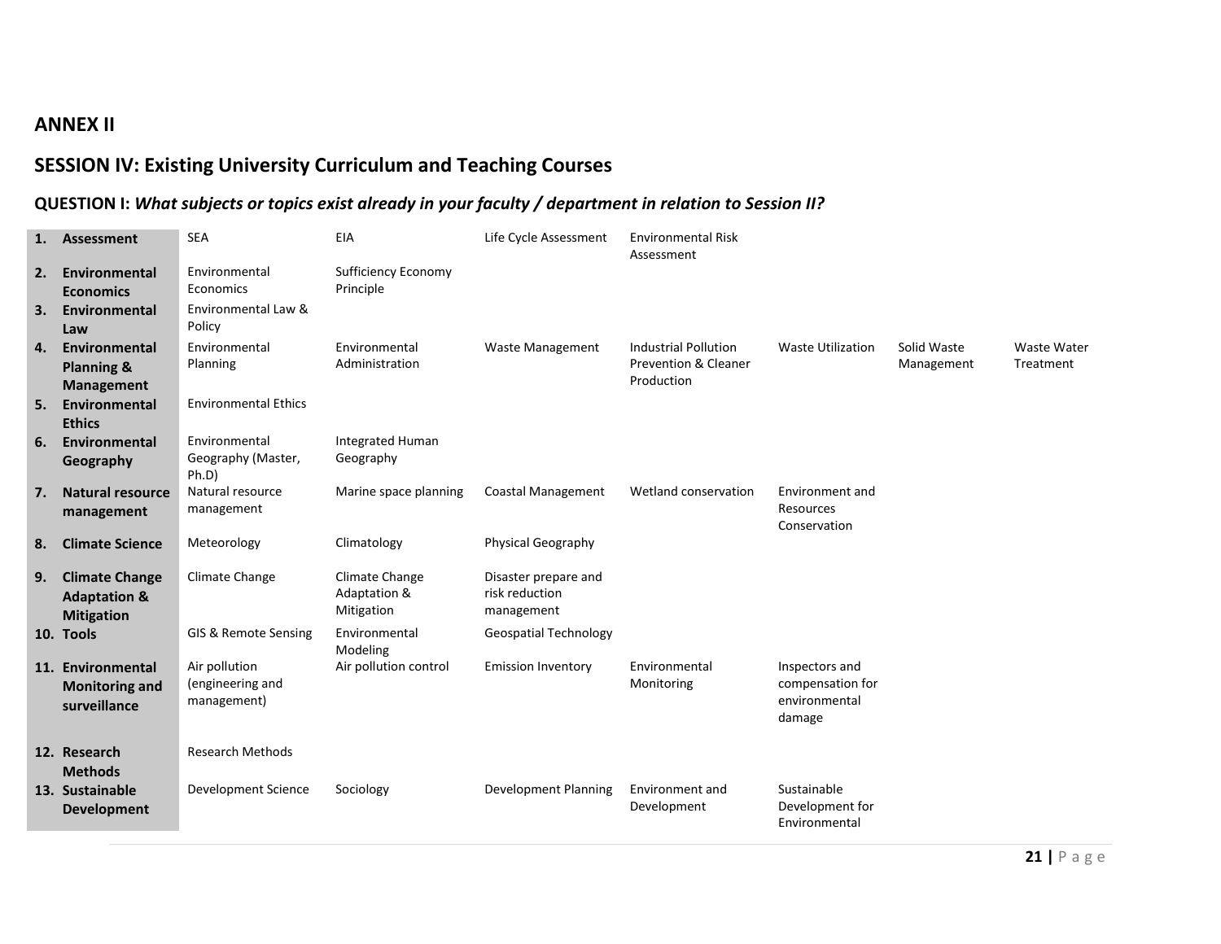## ANNEX II

## SESSION IV: Existing University Curriculum and Teaching Courses

### QUESTION I: *What subjects or topics exist already in your faculty / department in relation to Session II?*

| | | | | | | | |
|---|---|---|---|---|---|---|---|
| **1. Assessment** | SEA | EIA | Life Cycle Assessment | Environmental Risk Assessment | | | |
| **2. Environmental Economics** | Environmental Economics | Sufficiency Economy Principle | | | | | |
| **3. Environmental Law** | Environmental Law & Policy | | | | | | |
| **4. Environmental Planning & Management** | Environmental Planning | Environmental Administration | Waste Management | Industrial Pollution Prevention & Cleaner Production | Waste Utilization | Solid Waste Management | Waste Water Treatment |
| **5. Environmental Ethics** | Environmental Ethics | | | | | | |
| **6. Environmental Geography** | Environmental Geography (Master, Ph.D) | Integrated Human Geography | | | | | |
| **7. Natural resource management** | Natural resource management | Marine space planning | Coastal Management | Wetland conservation | Environment and Resources Conservation | | |
| **8. Climate Science** | Meteorology | Climatology | Physical Geography | | | | |
| **9. Climate Change Adaptation & Mitigation** | Climate Change | Climate Change Adaptation & Mitigation | Disaster prepare and risk reduction management | | | | |
| **10. Tools** | GIS & Remote Sensing | Environmental Modeling | Geospatial Technology | | | | |
| **11. Environmental Monitoring and surveillance** | Air pollution (engineering and management) | Air pollution control | Emission Inventory | Environmental Monitoring | Inspectors and compensation for environmental damage | | |
| **12. Research Methods** | Research Methods | | | | | | |
| **13. Sustainable Development** | Development Science | Sociology | Development Planning | Environment and Development | Sustainable Development for Environmental | | |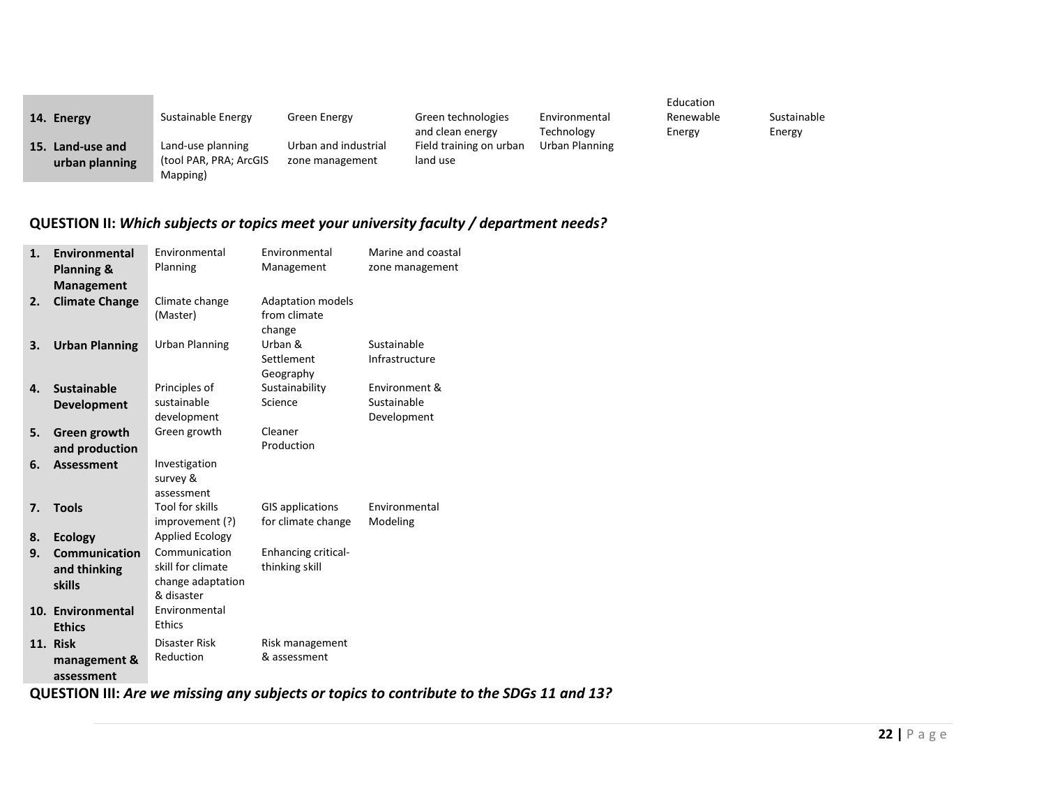| | | | | | | |
|---|---|---|---|---|---|---|
| **14. Energy** | Sustainable Energy | Green Energy | Green technologies and clean energy | Environmental Technology | Education Renewable Energy | Sustainable Energy |
| **15. Land-use and urban planning** | Land-use planning (tool PAR, PRA; ArcGIS Mapping) | Urban and industrial zone management | Field training on urban land use | Urban Planning | | |

## QUESTION II: *Which subjects or topics meet your university faculty / department needs?*

| | | | |
|---|---|---|---|
| **1. Environmental Planning & Management** | Environmental Planning | Environmental Management | Marine and coastal zone management |
| **2. Climate Change** | Climate change (Master) | Adaptation models from climate change | |
| **3. Urban Planning** | Urban Planning | Urban & Settlement Geography | Sustainable Infrastructure |
| **4. Sustainable Development** | Principles of sustainable development | Sustainability Science | Environment & Sustainable Development |
| **5. Green growth and production** | Green growth | Cleaner Production | |
| **6. Assessment** | Investigation survey & assessment | | |
| **7. Tools** | Tool for skills improvement (?) | GIS applications for climate change | Environmental Modeling |
| **8. Ecology** | Applied Ecology | | |
| **9. Communication and thinking skills** | Communication skill for climate change adaptation & disaster | Enhancing critical-thinking skill | |
| **10. Environmental Ethics** | Environmental Ethics | | |
| **11. Risk management & assessment** | Disaster Risk Reduction | Risk management & assessment | |

## QUESTION III: *Are we missing any subjects or topics to contribute to the SDGs 11 and 13?*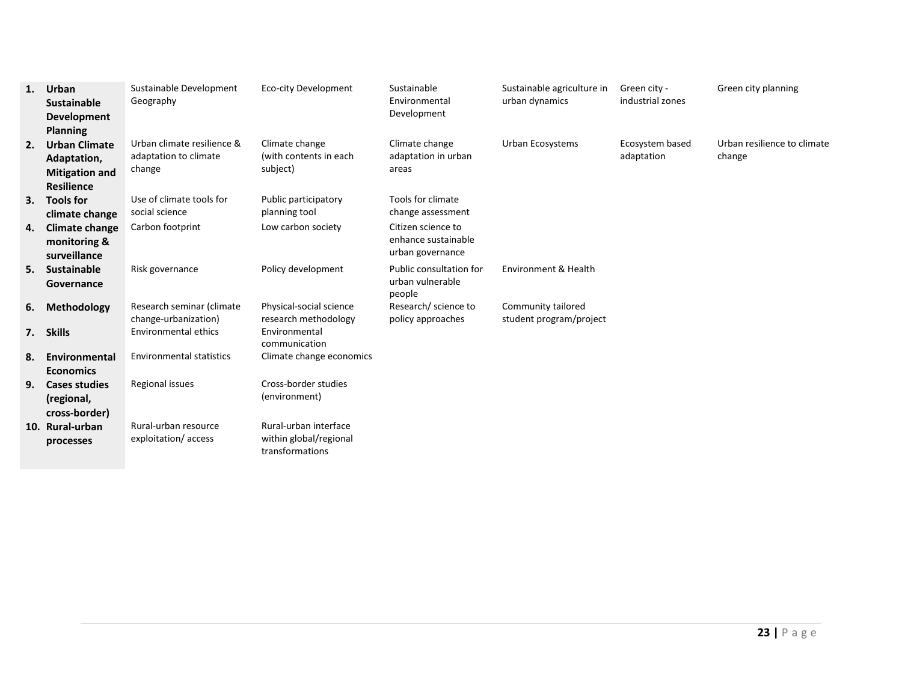| | | | | | | |
|---|---|---|---|---|---|---|
| **1. Urban Sustainable Development Planning** | Sustainable Development Geography | Eco-city Development | Sustainable Environmental Development | Sustainable agriculture in urban dynamics | Green city - industrial zones | Green city planning |
| **2. Urban Climate Adaptation, Mitigation and Resilience** | Urban climate resilience & adaptation to climate change | Climate change (with contents in each subject) | Climate change adaptation in urban areas | Urban Ecosystems | Ecosystem based adaptation | Urban resilience to climate change |
| **3. Tools for climate change** | Use of climate tools for social science | Public participatory planning tool | Tools for climate change assessment | | | |
| **4. Climate change monitoring & surveillance** | Carbon footprint | Low carbon society | Citizen science to enhance sustainable urban governance | | | |
| **5. Sustainable Governance** | Risk governance | Policy development | Public consultation for urban vulnerable people | Environment & Health | | |
| **6. Methodology** | Research seminar (climate change-urbanization) | Physical-social science research methodology | Research/ science to policy approaches | Community tailored student program/project | | |
| **7. Skills** | Environmental ethics | Environmental communication | | | | |
| **8. Environmental Economics** | Environmental statistics | Climate change economics | | | | |
| **9. Cases studies (regional, cross-border)** | Regional issues | Cross-border studies (environment) | | | | |
| **10. Rural-urban processes** | Rural-urban resource exploitation/ access | Rural-urban interface within global/regional transformations | | | | |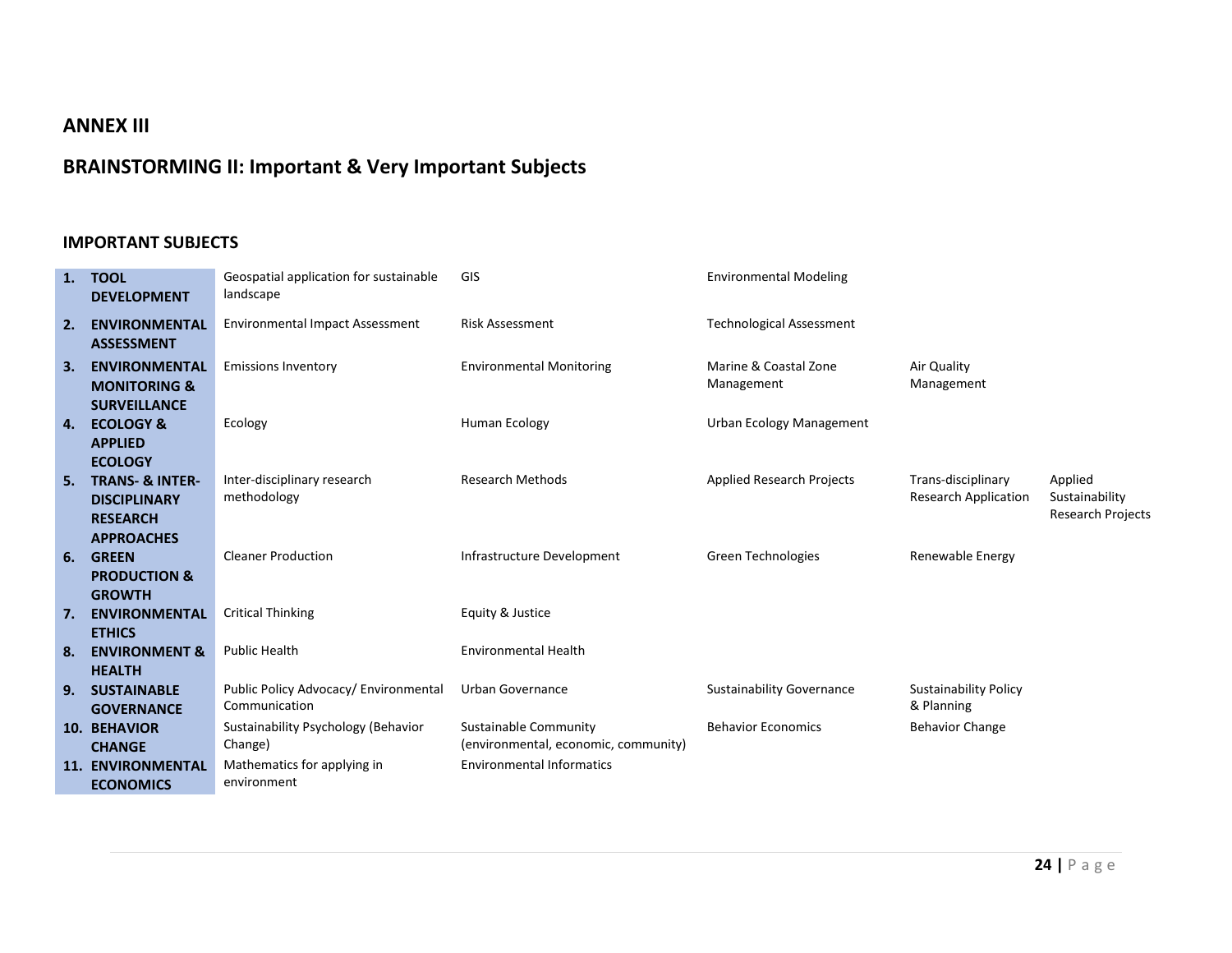## ANNEX III

## BRAINSTORMING II: Important & Very Important Subjects

### IMPORTANT SUBJECTS

| | | | | | |
|---|---|---|---|---|---|
| **1. TOOL DEVELOPMENT** | Geospatial application for sustainable landscape | GIS | Environmental Modeling | | |
| **2. ENVIRONMENTAL ASSESSMENT** | Environmental Impact Assessment | Risk Assessment | Technological Assessment | | |
| **3. ENVIRONMENTAL MONITORING & SURVEILLANCE** | Emissions Inventory | Environmental Monitoring | Marine & Coastal Zone Management | Air Quality Management | |
| **4. ECOLOGY & APPLIED ECOLOGY** | Ecology | Human Ecology | Urban Ecology Management | | |
| **5. TRANS- & INTER-DISCIPLINARY RESEARCH APPROACHES** | Inter-disciplinary research methodology | Research Methods | Applied Research Projects | Trans-disciplinary Research Application | Applied Sustainability Research Projects |
| **6. GREEN PRODUCTION & GROWTH** | Cleaner Production | Infrastructure Development | Green Technologies | Renewable Energy | |
| **7. ENVIRONMENTAL ETHICS** | Critical Thinking | Equity & Justice | | | |
| **8. ENVIRONMENT & HEALTH** | Public Health | Environmental Health | | | |
| **9. SUSTAINABLE GOVERNANCE** | Public Policy Advocacy/ Environmental Communication | Urban Governance | Sustainability Governance | Sustainability Policy & Planning | |
| **10. BEHAVIOR CHANGE** | Sustainability Psychology (Behavior Change) | Sustainable Community (environmental, economic, community) | Behavior Economics | Behavior Change | |
| **11. ENVIRONMENTAL ECONOMICS** | Mathematics for applying in environment | Environmental Informatics | | | |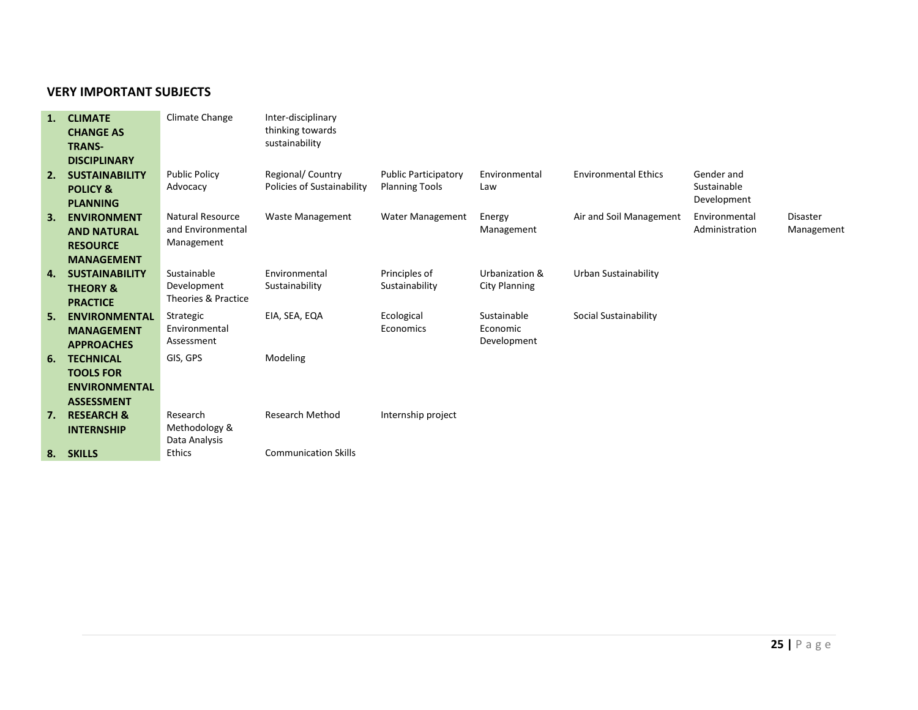## VERY IMPORTANT SUBJECTS

| | | | | | | | |
|---|---|---|---|---|---|---|---|
| **1. CLIMATE CHANGE AS TRANS-DISCIPLINARY** | Climate Change | Inter-disciplinary thinking towards sustainability | | | | | |
| **2. SUSTAINABILITY POLICY & PLANNING** | Public Policy Advocacy | Regional/ Country Policies of Sustainability | Public Participatory Planning Tools | Environmental Law | Environmental Ethics | Gender and Sustainable Development | |
| **3. ENVIRONMENT AND NATURAL RESOURCE MANAGEMENT** | Natural Resource and Environmental Management | Waste Management | Water Management | Energy Management | Air and Soil Management | Environmental Administration | Disaster Management |
| **4. SUSTAINABILITY THEORY & PRACTICE** | Sustainable Development Theories & Practice | Environmental Sustainability | Principles of Sustainability | Urbanization & City Planning | Urban Sustainability | | |
| **5. ENVIRONMENTAL MANAGEMENT APPROACHES** | Strategic Environmental Assessment | EIA, SEA, EQA | Ecological Economics | Sustainable Economic Development | Social Sustainability | | |
| **6. TECHNICAL TOOLS FOR ENVIRONMENTAL ASSESSMENT** | GIS, GPS | Modeling | | | | | |
| **7. RESEARCH & INTERNSHIP** | Research Methodology & Data Analysis | Research Method | Internship project | | | | |
| **8. SKILLS** | Ethics | Communication Skills | | | | | |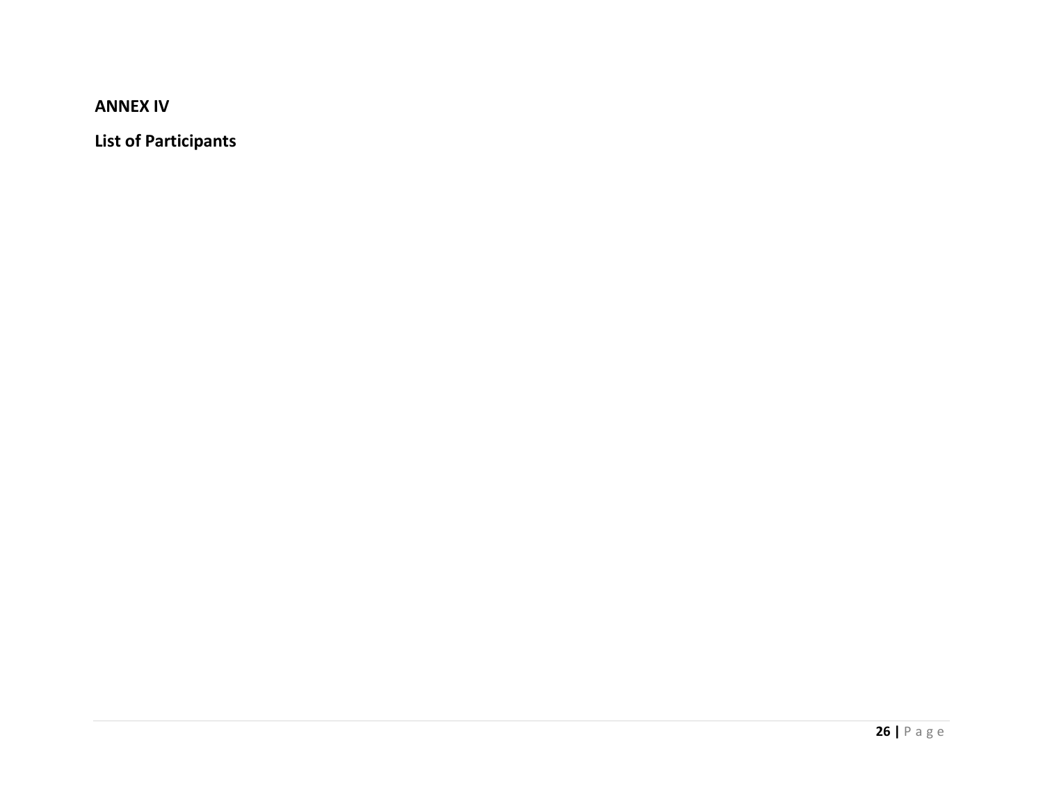**ANNEX IV**

**List of Participants**